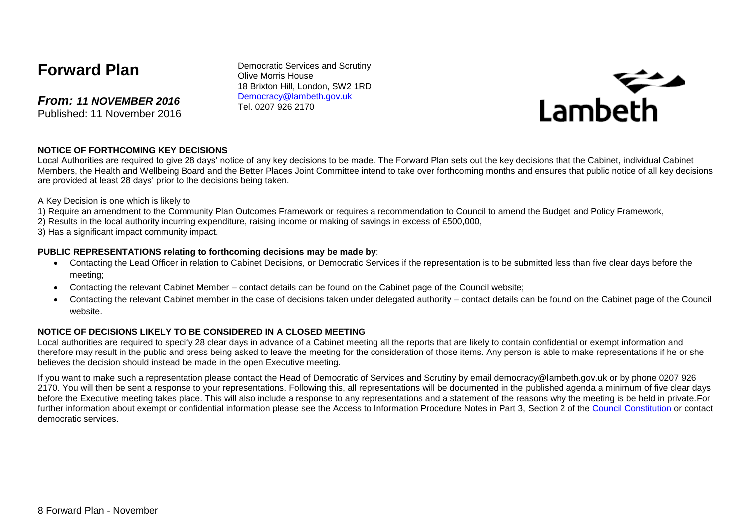# Forward Plan

***From: 11 NOVEMBER 2016***
Published: 11 November 2016

Democratic Services and Scrutiny
Olive Morris House
18 Brixton Hill, London, SW2 1RD
Democracy@lambeth.gov.uk
Tel. 0207 926 2170

Lambeth

**NOTICE OF FORTHCOMING KEY DECISIONS**

Local Authorities are required to give 28 days' notice of any key decisions to be made. The Forward Plan sets out the key decisions that the Cabinet, individual Cabinet Members, the Health and Wellbeing Board and the Better Places Joint Committee intend to take over forthcoming months and ensures that public notice of all key decisions are provided at least 28 days' prior to the decisions being taken.

A Key Decision is one which is likely to

1) Require an amendment to the Community Plan Outcomes Framework or requires a recommendation to Council to amend the Budget and Policy Framework,
2) Results in the local authority incurring expenditure, raising income or making of savings in excess of £500,000,
3) Has a significant impact community impact.

**PUBLIC REPRESENTATIONS relating to forthcoming decisions may be made by**:

- Contacting the Lead Officer in relation to Cabinet Decisions, or Democratic Services if the representation is to be submitted less than five clear days before the meeting;
- Contacting the relevant Cabinet Member – contact details can be found on the Cabinet page of the Council website;
- Contacting the relevant Cabinet member in the case of decisions taken under delegated authority – contact details can be found on the Cabinet page of the Council website.

**NOTICE OF DECISIONS LIKELY TO BE CONSIDERED IN A CLOSED MEETING**

Local authorities are required to specify 28 clear days in advance of a Cabinet meeting all the reports that are likely to contain confidential or exempt information and therefore may result in the public and press being asked to leave the meeting for the consideration of those items. Any person is able to make representations if he or she believes the decision should instead be made in the open Executive meeting.

If you want to make such a representation please contact the Head of Democratic of Services and Scrutiny by email democracy@lambeth.gov.uk or by phone 0207 926 2170. You will then be sent a response to your representations. Following this, all representations will be documented in the published agenda a minimum of five clear days before the Executive meeting takes place. This will also include a response to any representations and a statement of the reasons why the meeting is be held in private.For further information about exempt or confidential information please see the Access to Information Procedure Notes in Part 3, Section 2 of the Council Constitution or contact democratic services.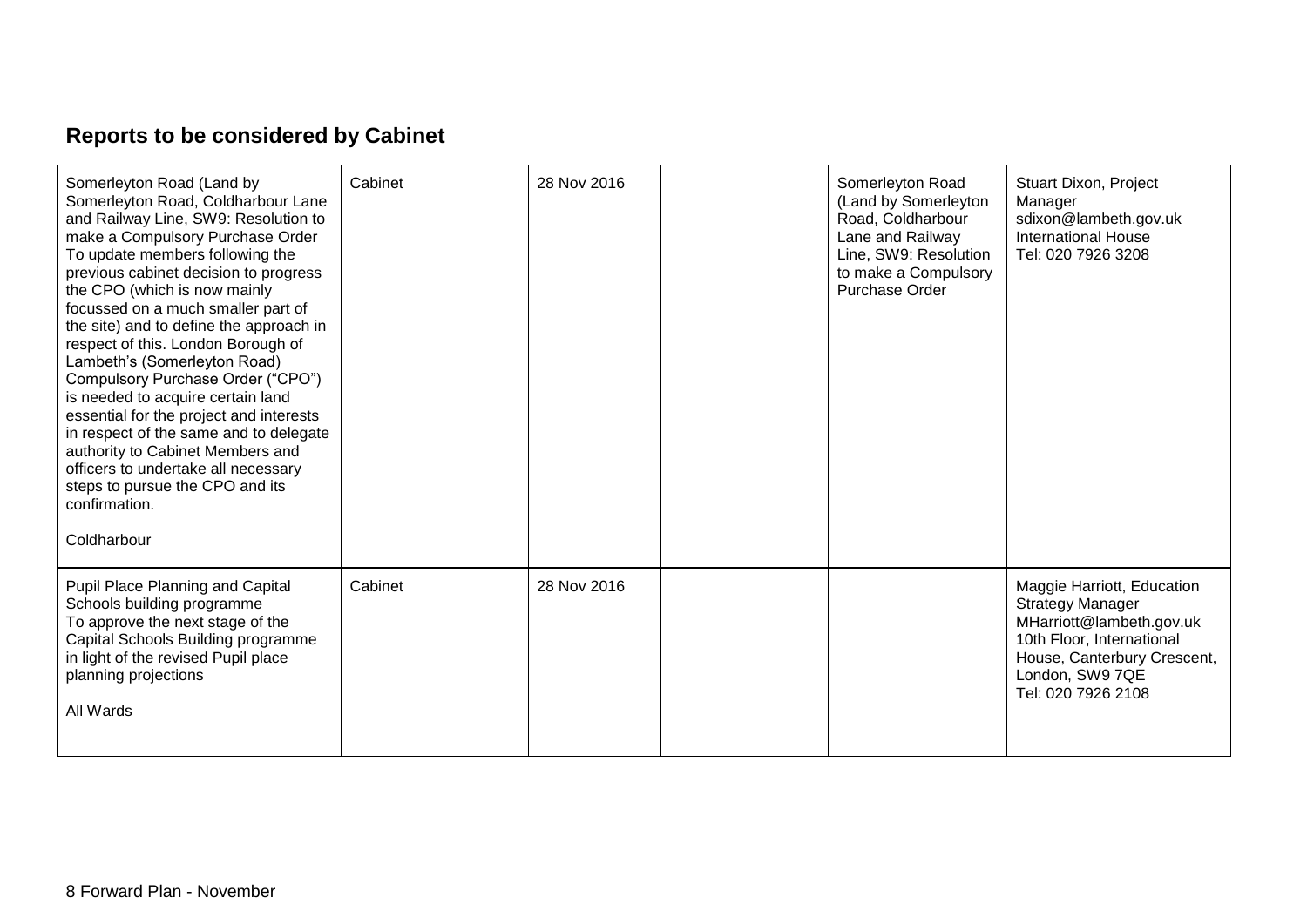## Reports to be considered by Cabinet

| | | | | | |
|---|---|---|---|---|---|
| Somerleyton Road (Land by Somerleyton Road, Coldharbour Lane and Railway Line, SW9: Resolution to make a Compulsory Purchase Order To update members following the previous cabinet decision to progress the CPO (which is now mainly focussed on a much smaller part of the site) and to define the approach in respect of this. London Borough of Lambeth's (Somerleyton Road) Compulsory Purchase Order ("CPO") is needed to acquire certain land essential for the project and interests in respect of the same and to delegate authority to Cabinet Members and officers to undertake all necessary steps to pursue the CPO and its confirmation.<br><br>Coldharbour | Cabinet | 28 Nov 2016 | | Somerleyton Road (Land by Somerleyton Road, Coldharbour Lane and Railway Line, SW9: Resolution to make a Compulsory Purchase Order | Stuart Dixon, Project Manager<br>sdixon@lambeth.gov.uk<br>International House<br>Tel: 020 7926 3208 |
| Pupil Place Planning and Capital Schools building programme<br>To approve the next stage of the Capital Schools Building programme in light of the revised Pupil place planning projections<br><br>All Wards | Cabinet | 28 Nov 2016 | | | Maggie Harriott, Education Strategy Manager<br>MHarriott@lambeth.gov.uk<br>10th Floor, International House, Canterbury Crescent, London, SW9 7QE<br>Tel: 020 7926 2108 |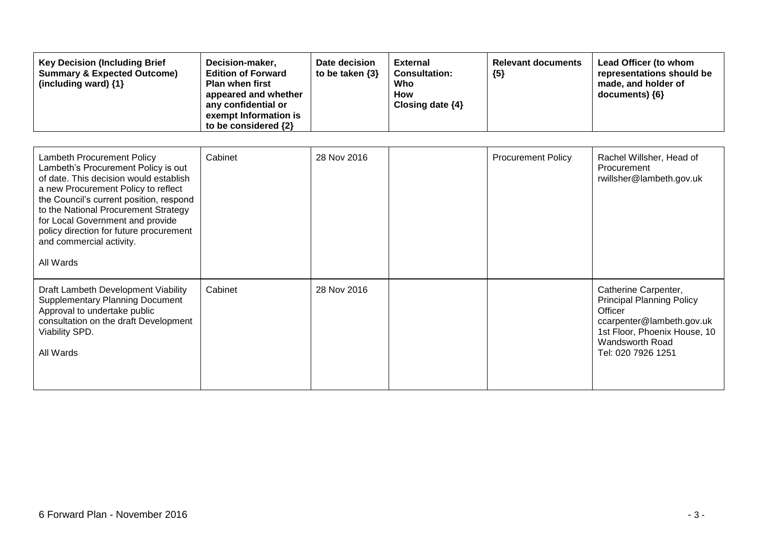| Key Decision (Including Brief Summary & Expected Outcome) (including ward) {1} | Decision-maker, Edition of Forward Plan when first appeared and whether any confidential or exempt Information is to be considered {2} | Date decision to be taken {3} | External Consultation: Who How Closing date {4} | Relevant documents {5} | Lead Officer (to whom representations should be made, and holder of documents) {6} |
|---|---|---|---|---|---|
| Lambeth Procurement Policy<br>Lambeth's Procurement Policy is out of date. This decision would establish a new Procurement Policy to reflect the Council's current position, respond to the National Procurement Strategy for Local Government and provide policy direction for future procurement and commercial activity.<br><br>All Wards | Cabinet | 28 Nov 2016 | | Procurement Policy | Rachel Willsher, Head of Procurement<br>rwillsher@lambeth.gov.uk |
| Draft Lambeth Development Viability Supplementary Planning Document<br>Approval to undertake public consultation on the draft Development Viability SPD.<br><br>All Wards | Cabinet | 28 Nov 2016 | | | Catherine Carpenter, Principal Planning Policy Officer<br>ccarpenter@lambeth.gov.uk<br>1st Floor, Phoenix House, 10 Wandsworth Road<br>Tel: 020 7926 1251 |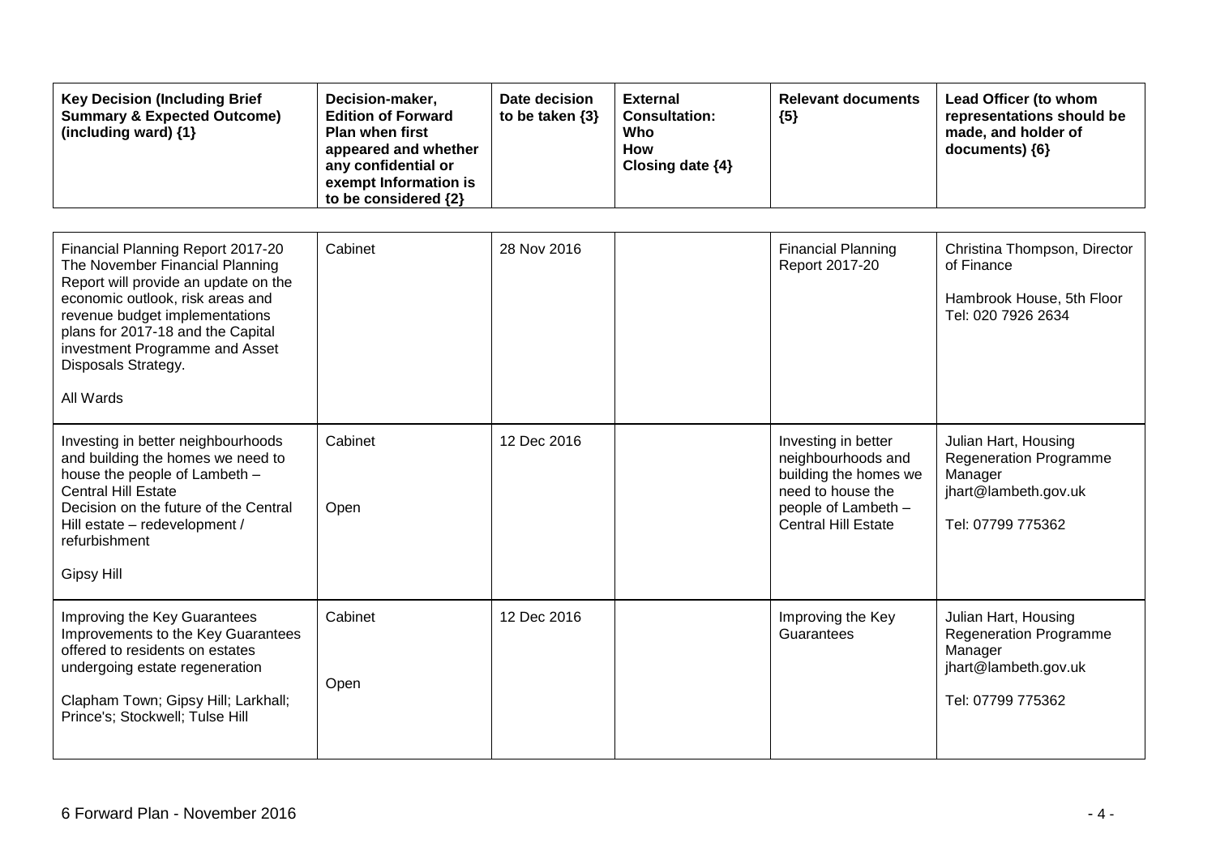| Key Decision (Including Brief Summary & Expected Outcome) (including ward) {1} | Decision-maker, Edition of Forward Plan when first appeared and whether any confidential or exempt Information is to be considered {2} | Date decision to be taken {3} | External Consultation: Who How Closing date {4} | Relevant documents {5} | Lead Officer (to whom representations should be made, and holder of documents) {6} |
|---|---|---|---|---|---|
| Financial Planning Report 2017-20<br>The November Financial Planning Report will provide an update on the economic outlook, risk areas and revenue budget implementations plans for 2017-18 and the Capital investment Programme and Asset Disposals Strategy.<br><br>All Wards | Cabinet | 28 Nov 2016 | | Financial Planning Report 2017-20 | Christina Thompson, Director of Finance<br><br>Hambrook House, 5th Floor<br>Tel: 020 7926 2634 |
| Investing in better neighbourhoods and building the homes we need to house the people of Lambeth – Central Hill Estate<br>Decision on the future of the Central Hill estate – redevelopment / refurbishment<br><br>Gipsy Hill | Cabinet<br><br>Open | 12 Dec 2016 | | Investing in better neighbourhoods and building the homes we need to house the people of Lambeth – Central Hill Estate | Julian Hart, Housing Regeneration Programme Manager<br>jhart@lambeth.gov.uk<br><br>Tel: 07799 775362 |
| Improving the Key Guarantees<br>Improvements to the Key Guarantees offered to residents on estates undergoing estate regeneration<br><br>Clapham Town; Gipsy Hill; Larkhall; Prince's; Stockwell; Tulse Hill | Cabinet<br><br>Open | 12 Dec 2016 | | Improving the Key Guarantees | Julian Hart, Housing Regeneration Programme Manager<br>jhart@lambeth.gov.uk<br><br>Tel: 07799 775362 |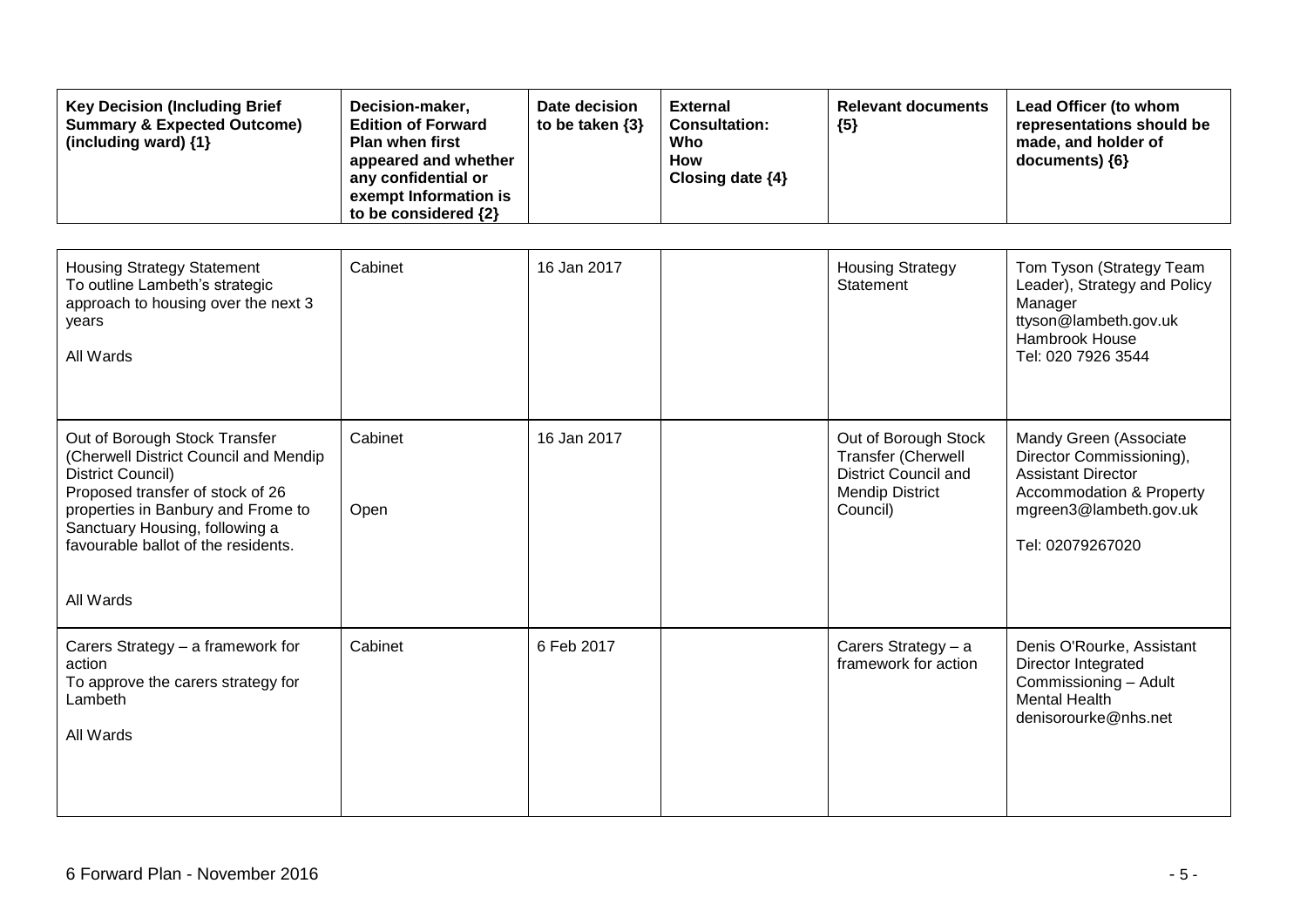| Key Decision (Including Brief Summary & Expected Outcome) (including ward) {1} | Decision-maker, Edition of Forward Plan when first appeared and whether any confidential or exempt Information is to be considered {2} | Date decision to be taken {3} | External Consultation: Who How Closing date {4} | Relevant documents {5} | Lead Officer (to whom representations should be made, and holder of documents) {6} |
|---|---|---|---|---|---|
| Housing Strategy Statement<br>To outline Lambeth's strategic approach to housing over the next 3 years<br><br>All Wards | Cabinet | 16 Jan 2017 | | Housing Strategy Statement | Tom Tyson (Strategy Team Leader), Strategy and Policy Manager<br>ttyson@lambeth.gov.uk<br>Hambrook House<br>Tel: 020 7926 3544 |
| Out of Borough Stock Transfer (Cherwell District Council and Mendip District Council)<br>Proposed transfer of stock of 26 properties in Banbury and Frome to Sanctuary Housing, following a favourable ballot of the residents.<br><br>All Wards | Cabinet<br><br>Open | 16 Jan 2017 | | Out of Borough Stock Transfer (Cherwell District Council and Mendip District Council) | Mandy Green (Associate Director Commissioning), Assistant Director Accommodation & Property<br>mgreen3@lambeth.gov.uk<br><br>Tel: 02079267020 |
| Carers Strategy – a framework for action<br>To approve the carers strategy for Lambeth<br><br>All Wards | Cabinet | 6 Feb 2017 | | Carers Strategy – a framework for action | Denis O'Rourke, Assistant Director Integrated Commissioning – Adult Mental Health<br>denisorourke@nhs.net |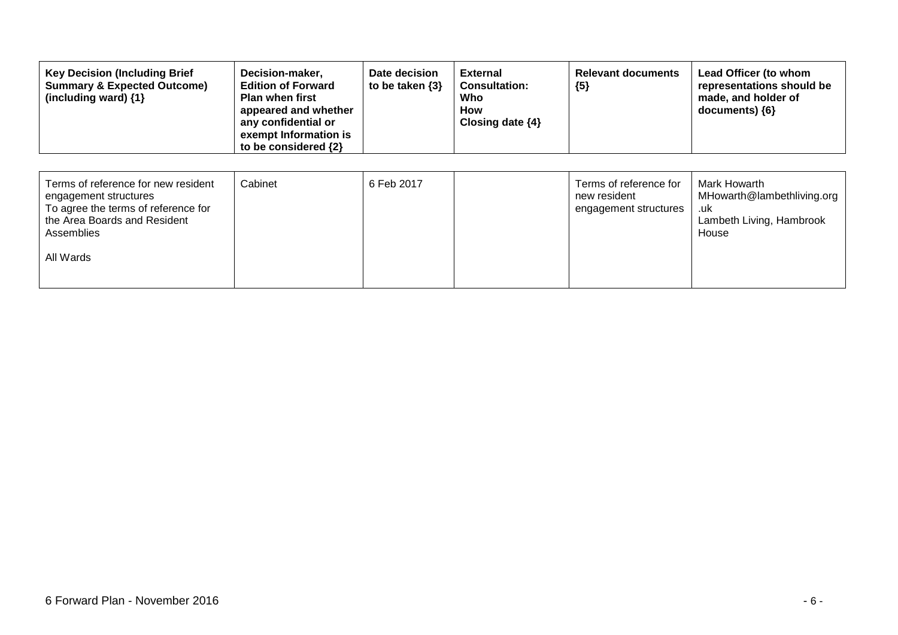| Key Decision (Including Brief Summary & Expected Outcome) (including ward) {1} | Decision-maker, Edition of Forward Plan when first appeared and whether any confidential or exempt Information is to be considered {2} | Date decision to be taken {3} | External Consultation: Who How Closing date {4} | Relevant documents {5} | Lead Officer (to whom representations should be made, and holder of documents) {6} |
|---|---|---|---|---|---|
| Terms of reference for new resident engagement structures<br>To agree the terms of reference for the Area Boards and Resident Assemblies<br><br>All Wards | Cabinet | 6 Feb 2017 | | Terms of reference for new resident engagement structures | Mark Howarth<br>MHowarth@lambethliving.org.uk<br>Lambeth Living, Hambrook House |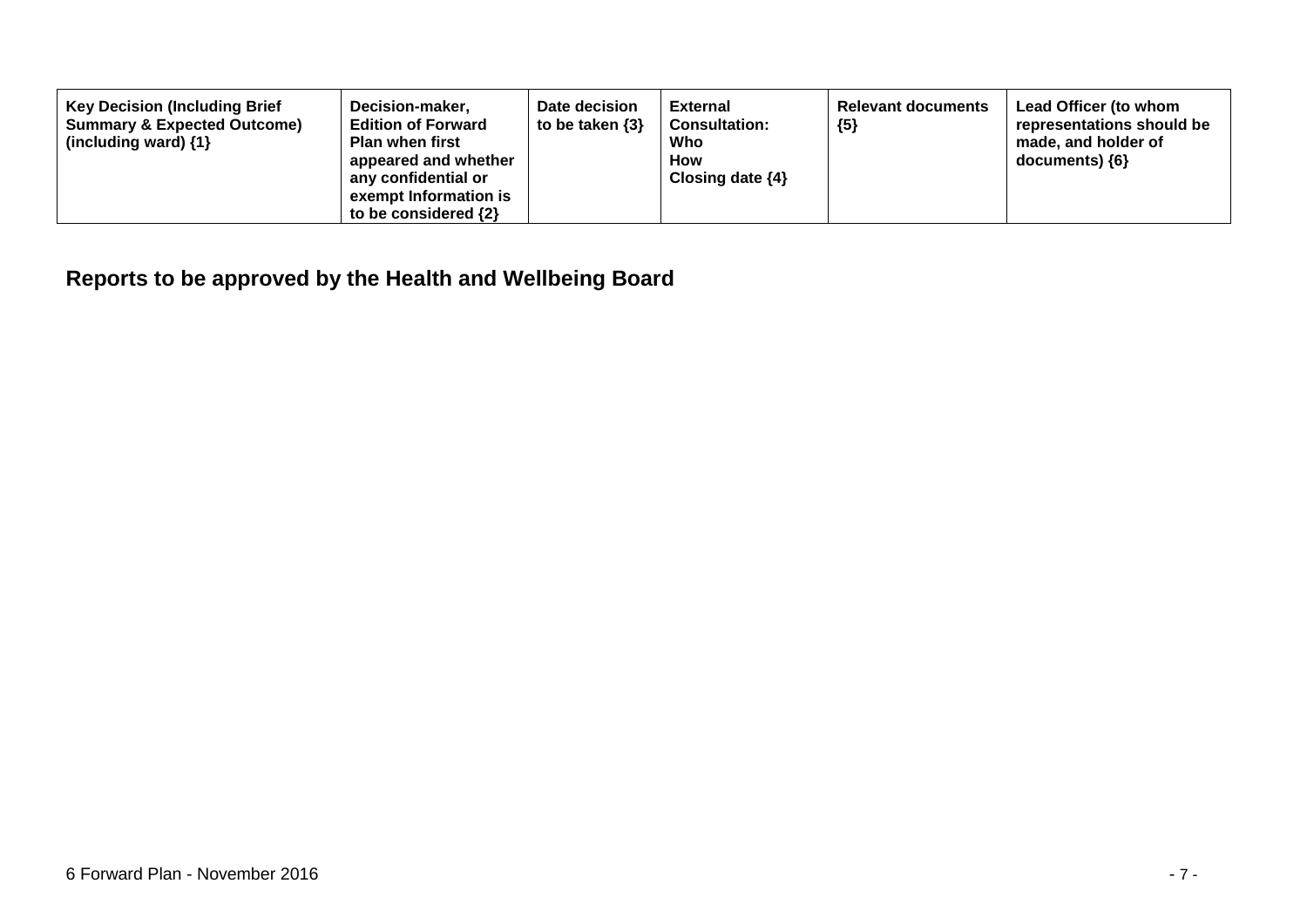| Key Decision (Including Brief Summary & Expected Outcome) (including ward) {1} | Decision-maker, Edition of Forward Plan when first appeared and whether any confidential or exempt Information is to be considered {2} | Date decision to be taken {3} | External Consultation: Who How Closing date {4} | Relevant documents {5} | Lead Officer (to whom representations should be made, and holder of documents) {6} |
| --- | --- | --- | --- | --- | --- |

## Reports to be approved by the Health and Wellbeing Board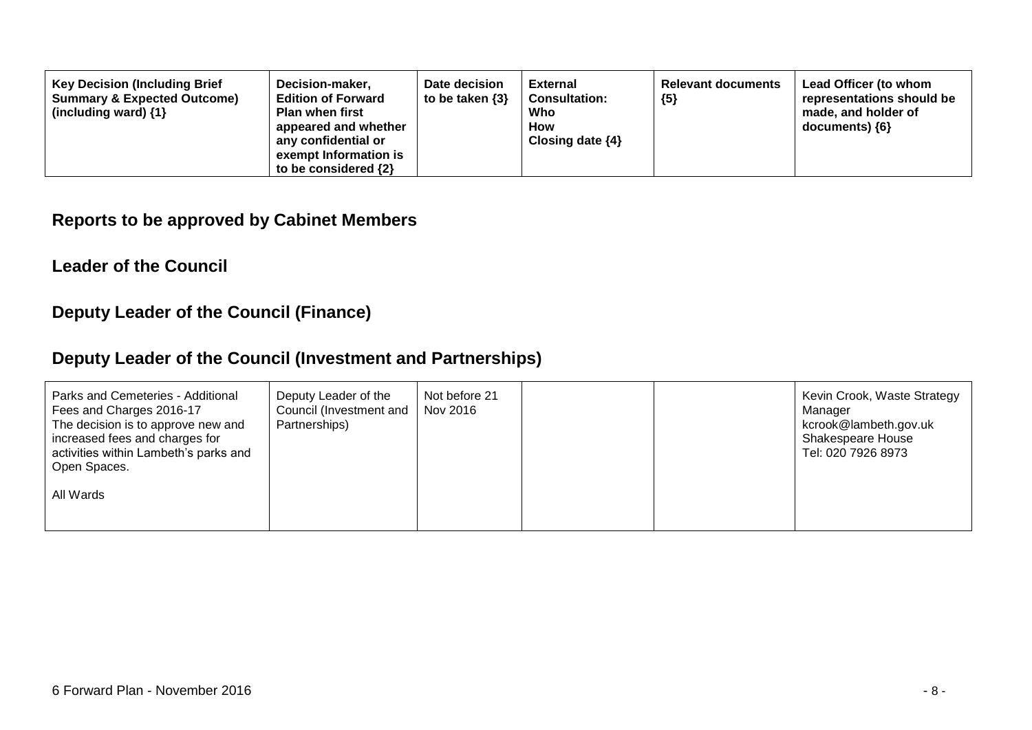| Key Decision (Including Brief Summary & Expected Outcome) (including ward) {1} | Decision-maker, Edition of Forward Plan when first appeared and whether any confidential or exempt Information is to be considered {2} | Date decision to be taken {3} | External Consultation: Who How Closing date {4} | Relevant documents {5} | Lead Officer (to whom representations should be made, and holder of documents) {6} |
|---|---|---|---|---|---|

## Reports to be approved by Cabinet Members

### Leader of the Council

### Deputy Leader of the Council (Finance)

### Deputy Leader of the Council (Investment and Partnerships)

| Key Decision (Including Brief Summary & Expected Outcome) (including ward) {1} | Decision-maker, Edition of Forward Plan when first appeared and whether any confidential or exempt Information is to be considered {2} | Date decision to be taken {3} | External Consultation: Who How Closing date {4} | Relevant documents {5} | Lead Officer (to whom representations should be made, and holder of documents) {6} |
|---|---|---|---|---|---|
| Parks and Cemeteries - Additional Fees and Charges 2016-17<br>The decision is to approve new and increased fees and charges for activities within Lambeth's parks and Open Spaces.<br><br>All Wards | Deputy Leader of the Council (Investment and Partnerships) | Not before 21 Nov 2016 | | | Kevin Crook, Waste Strategy Manager<br>kcrook@lambeth.gov.uk<br>Shakespeare House<br>Tel: 020 7926 8973 |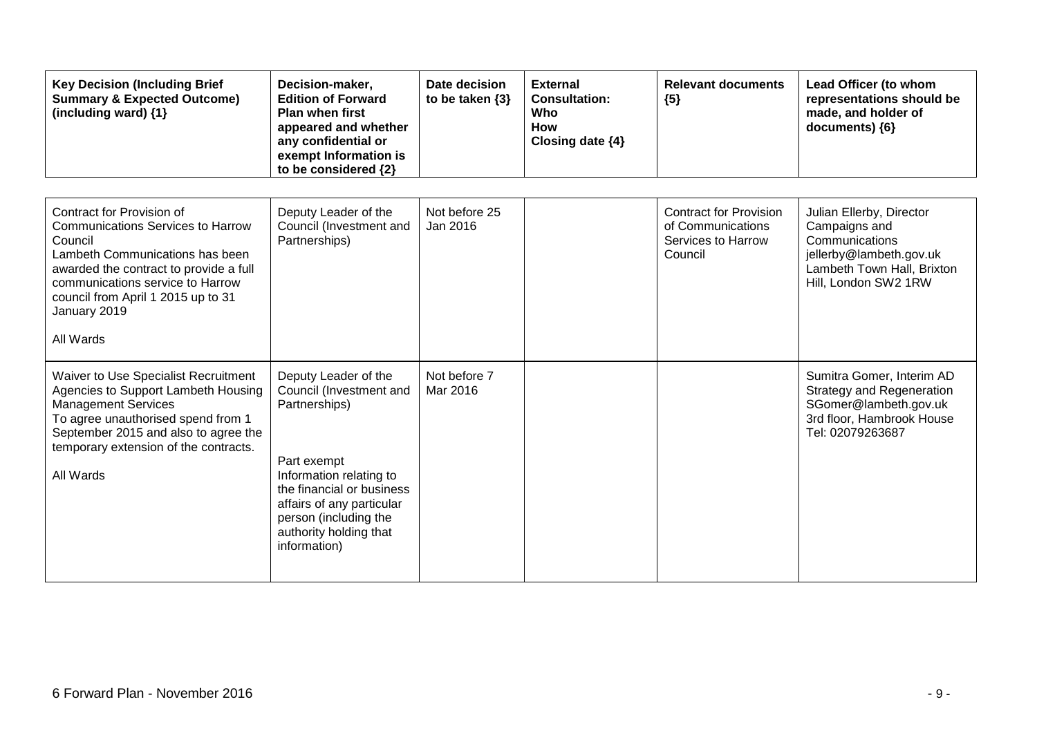| Key Decision (Including Brief Summary & Expected Outcome) (including ward) {1} | Decision-maker, Edition of Forward Plan when first appeared and whether any confidential or exempt Information is to be considered {2} | Date decision to be taken {3} | External Consultation: Who How Closing date {4} | Relevant documents {5} | Lead Officer (to whom representations should be made, and holder of documents) {6} |
|---|---|---|---|---|---|
| Contract for Provision of Communications Services to Harrow Council<br>Lambeth Communications has been awarded the contract to provide a full communications service to Harrow council from April 1 2015 up to 31 January 2019<br><br>All Wards | Deputy Leader of the Council (Investment and Partnerships) | Not before 25 Jan 2016 | | Contract for Provision of Communications Services to Harrow Council | Julian Ellerby, Director Campaigns and Communications<br>jellerby@lambeth.gov.uk<br>Lambeth Town Hall, Brixton Hill, London SW2 1RW |
| Waiver to Use Specialist Recruitment Agencies to Support Lambeth Housing Management Services<br>To agree unauthorised spend from 1 September 2015 and also to agree the temporary extension of the contracts.<br><br>All Wards | Deputy Leader of the Council (Investment and Partnerships)<br><br>Part exempt<br>Information relating to the financial or business affairs of any particular person (including the authority holding that information) | Not before 7 Mar 2016 | | | Sumitra Gomer, Interim AD Strategy and Regeneration<br>SGomer@lambeth.gov.uk<br>3rd floor, Hambrook House<br>Tel: 02079263687 |

6 Forward Plan - November 2016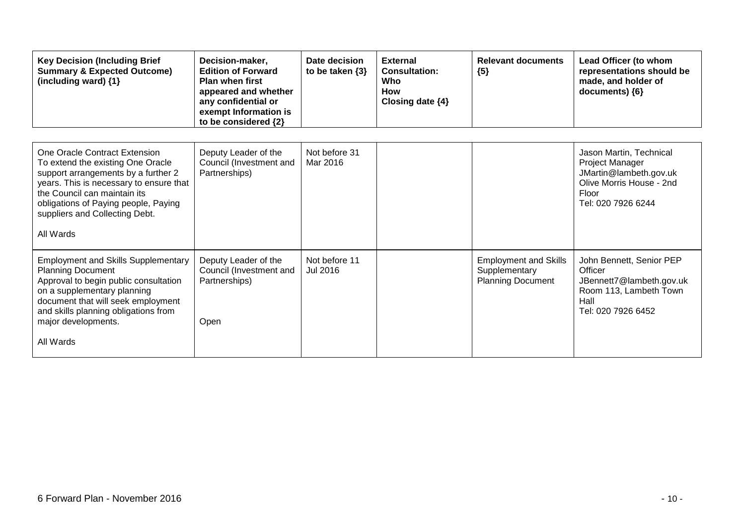| Key Decision (Including Brief Summary & Expected Outcome) (including ward) {1} | Decision-maker, Edition of Forward Plan when first appeared and whether any confidential or exempt Information is to be considered {2} | Date decision to be taken {3} | External Consultation: Who How Closing date {4} | Relevant documents {5} | Lead Officer (to whom representations should be made, and holder of documents) {6} |
|---|---|---|---|---|---|
| One Oracle Contract Extension<br>To extend the existing One Oracle support arrangements by a further 2 years. This is necessary to ensure that the Council can maintain its obligations of Paying people, Paying suppliers and Collecting Debt.<br><br>All Wards | Deputy Leader of the Council (Investment and Partnerships) | Not before 31 Mar 2016 | | | Jason Martin, Technical Project Manager<br>JMartin@lambeth.gov.uk<br>Olive Morris House - 2nd Floor<br>Tel: 020 7926 6244 |
| Employment and Skills Supplementary Planning Document<br>Approval to begin public consultation on a supplementary planning document that will seek employment and skills planning obligations from major developments.<br><br>All Wards | Deputy Leader of the Council (Investment and Partnerships)<br><br>Open | Not before 11 Jul 2016 | | Employment and Skills Supplementary Planning Document | John Bennett, Senior PEP Officer<br>JBennett7@lambeth.gov.uk<br>Room 113, Lambeth Town Hall<br>Tel: 020 7926 6452 |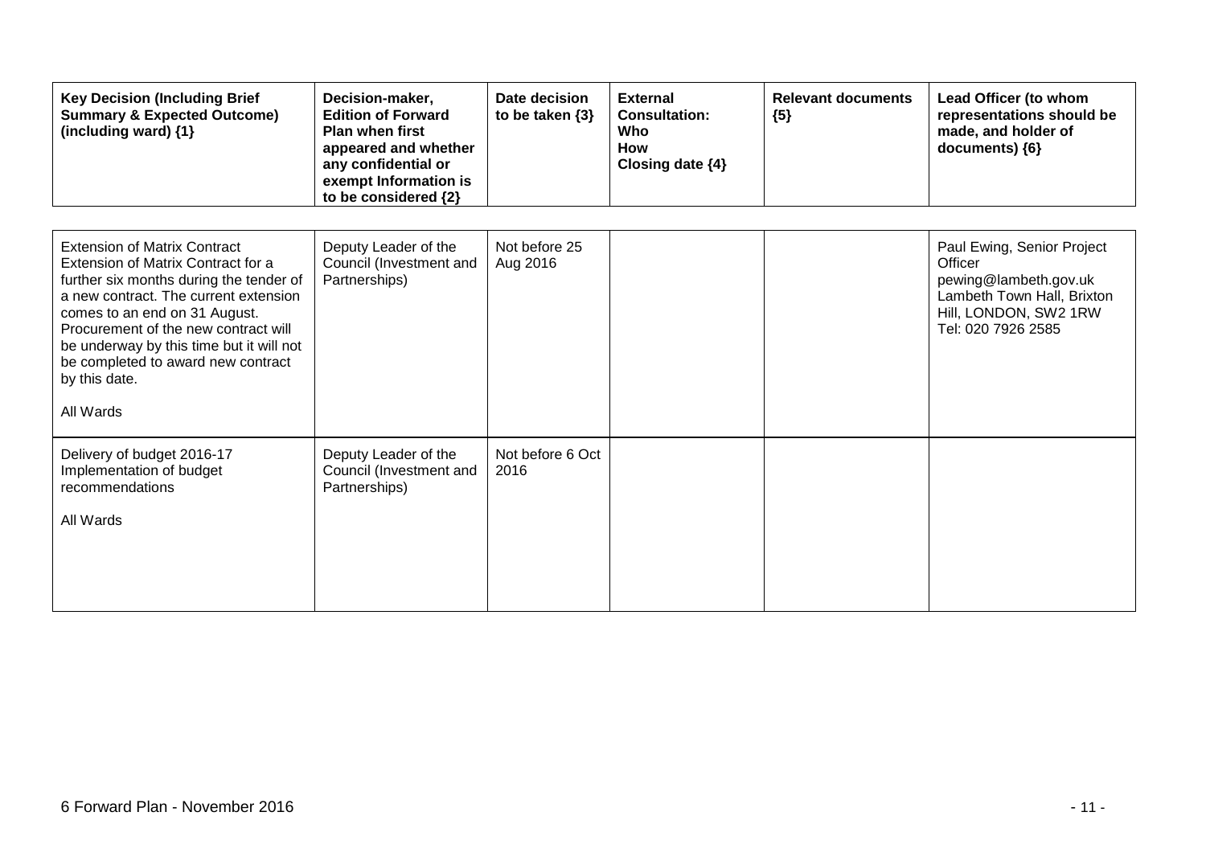| Key Decision (Including Brief Summary & Expected Outcome) (including ward) {1} | Decision-maker, Edition of Forward Plan when first appeared and whether any confidential or exempt Information is to be considered {2} | Date decision to be taken {3} | External Consultation: Who How Closing date {4} | Relevant documents {5} | Lead Officer (to whom representations should be made, and holder of documents) {6} |
|---|---|---|---|---|---|
| Extension of Matrix Contract<br>Extension of Matrix Contract for a further six months during the tender of a new contract. The current extension comes to an end on 31 August. Procurement of the new contract will be underway by this time but it will not be completed to award new contract by this date.<br><br>All Wards | Deputy Leader of the Council (Investment and Partnerships) | Not before 25 Aug 2016 | | | Paul Ewing, Senior Project Officer<br>pewing@lambeth.gov.uk<br>Lambeth Town Hall, Brixton Hill, LONDON, SW2 1RW<br>Tel: 020 7926 2585 |
| Delivery of budget 2016-17<br>Implementation of budget recommendations<br><br>All Wards | Deputy Leader of the Council (Investment and Partnerships) | Not before 6 Oct 2016 | | | |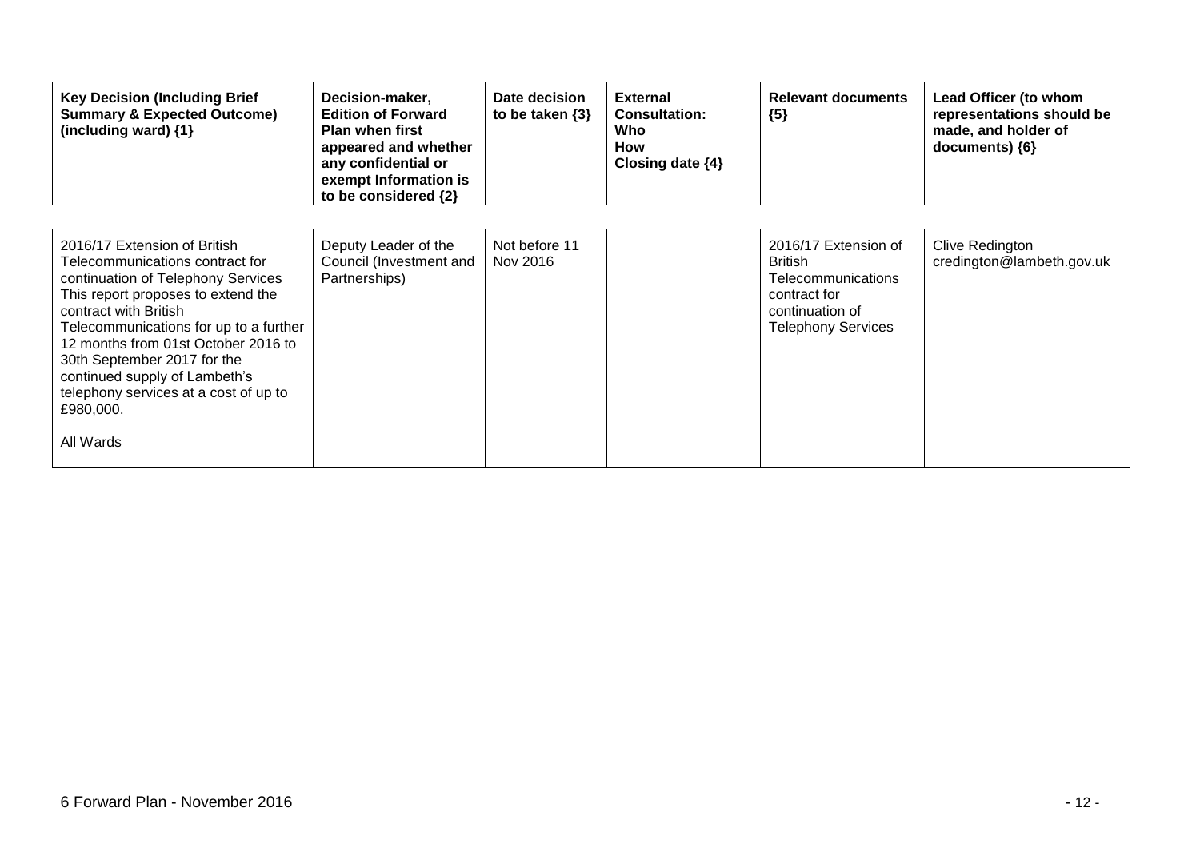| Key Decision (Including Brief Summary & Expected Outcome) (including ward) {1} | Decision-maker, Edition of Forward Plan when first appeared and whether any confidential or exempt Information is to be considered {2} | Date decision to be taken {3} | External Consultation: Who How Closing date {4} | Relevant documents {5} | Lead Officer (to whom representations should be made, and holder of documents) {6} |
|---|---|---|---|---|---|
| 2016/17 Extension of British Telecommunications contract for continuation of Telephony Services<br>This report proposes to extend the contract with British Telecommunications for up to a further 12 months from 01st October 2016 to 30th September 2017 for the continued supply of Lambeth's telephony services at a cost of up to £980,000.<br><br>All Wards | Deputy Leader of the Council (Investment and Partnerships) | Not before 11 Nov 2016 | | 2016/17 Extension of British Telecommunications contract for continuation of Telephony Services | Clive Redington<br>credington@lambeth.gov.uk |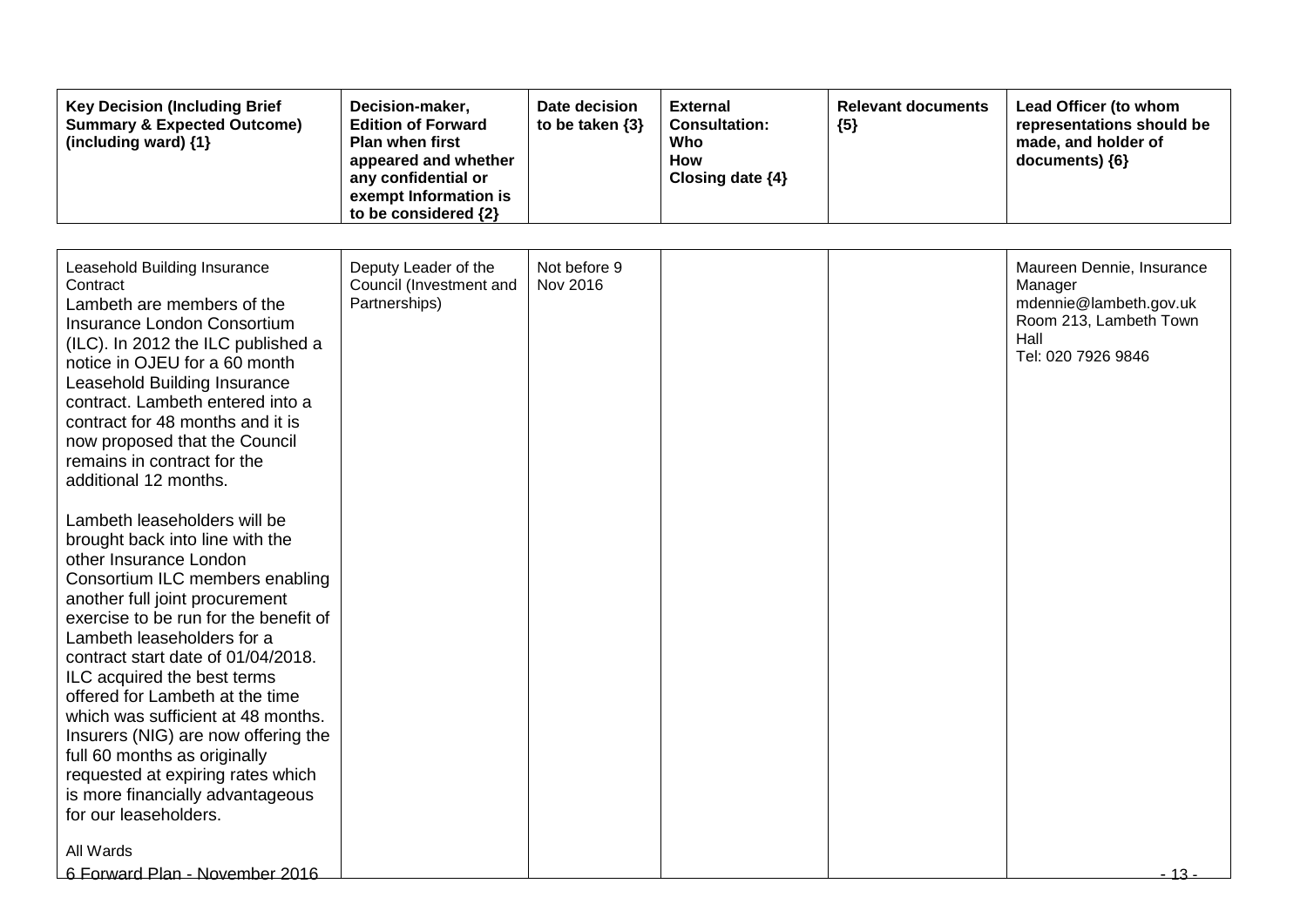| Key Decision (Including Brief Summary & Expected Outcome) (including ward) {1} | Decision-maker, Edition of Forward Plan when first appeared and whether any confidential or exempt Information is to be considered {2} | Date decision to be taken {3} | External Consultation: Who How Closing date {4} | Relevant documents {5} | Lead Officer (to whom representations should be made, and holder of documents) {6} |
|---|---|---|---|---|---|
| Leasehold Building Insurance Contract<br>Lambeth are members of the Insurance London Consortium (ILC). In 2012 the ILC published a notice in OJEU for a 60 month Leasehold Building Insurance contract. Lambeth entered into a contract for 48 months and it is now proposed that the Council remains in contract for the additional 12 months.<br><br>Lambeth leaseholders will be brought back into line with the other Insurance London Consortium ILC members enabling another full joint procurement exercise to be run for the benefit of Lambeth leaseholders for a contract start date of 01/04/2018. ILC acquired the best terms offered for Lambeth at the time which was sufficient at 48 months. Insurers (NIG) are now offering the full 60 months as originally requested at expiring rates which is more financially advantageous for our leaseholders.<br><br>All Wards<br>6 Forward Plan - November 2016 | Deputy Leader of the Council (Investment and Partnerships) | Not before 9 Nov 2016 | | | Maureen Dennie, Insurance Manager<br>mdennie@lambeth.gov.uk<br>Room 213, Lambeth Town Hall<br>Tel: 020 7926 9846 |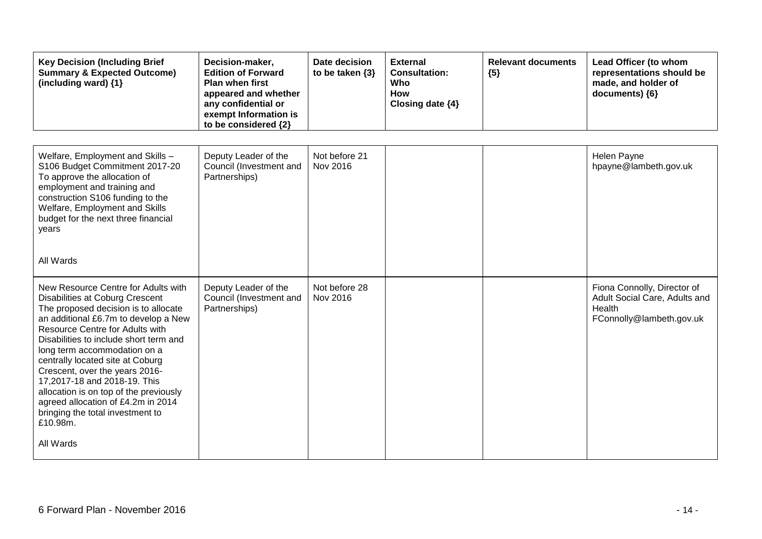| Key Decision (Including Brief Summary & Expected Outcome) (including ward) {1} | Decision-maker, Edition of Forward Plan when first appeared and whether any confidential or exempt Information is to be considered {2} | Date decision to be taken {3} | External Consultation: Who How Closing date {4} | Relevant documents {5} | Lead Officer (to whom representations should be made, and holder of documents) {6} |
|---|---|---|---|---|---|
| Welfare, Employment and Skills – S106 Budget Commitment 2017-20<br>To approve the allocation of employment and training and construction S106 funding to the Welfare, Employment and Skills budget for the next three financial years<br><br>All Wards | Deputy Leader of the Council (Investment and Partnerships) | Not before 21 Nov 2016 | | | Helen Payne<br>hpayne@lambeth.gov.uk |
| New Resource Centre for Adults with Disabilities at Coburg Crescent<br>The proposed decision is to allocate an additional £6.7m to develop a New Resource Centre for Adults with Disabilities to include short term and long term accommodation on a centrally located site at Coburg Crescent, over the years 2016-17,2017-18 and 2018-19. This allocation is on top of the previously agreed allocation of £4.2m in 2014 bringing the total investment to £10.98m.<br><br>All Wards | Deputy Leader of the Council (Investment and Partnerships) | Not before 28 Nov 2016 | | | Fiona Connolly, Director of Adult Social Care, Adults and Health<br>FConnolly@lambeth.gov.uk |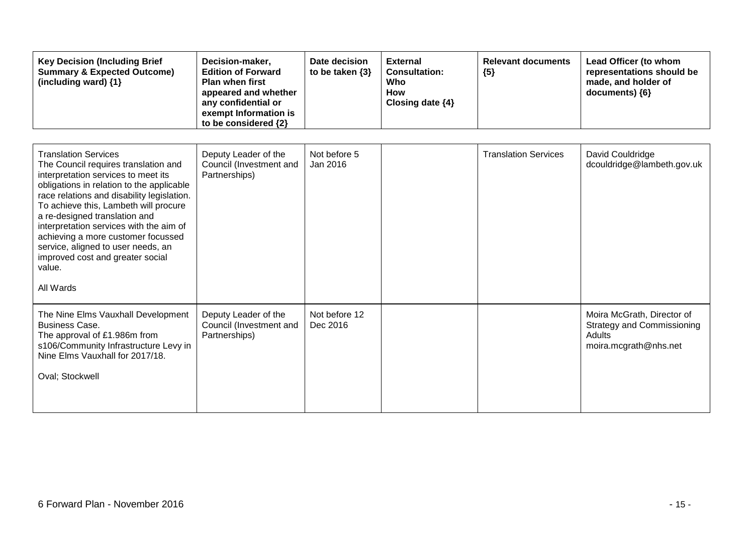| Key Decision (Including Brief Summary & Expected Outcome) (including ward) {1} | Decision-maker, Edition of Forward Plan when first appeared and whether any confidential or exempt Information is to be considered {2} | Date decision to be taken {3} | External Consultation: Who How Closing date {4} | Relevant documents {5} | Lead Officer (to whom representations should be made, and holder of documents) {6} |
|---|---|---|---|---|---|
| Translation Services<br>The Council requires translation and interpretation services to meet its obligations in relation to the applicable race relations and disability legislation. To achieve this, Lambeth will procure a re-designed translation and interpretation services with the aim of achieving a more customer focussed service, aligned to user needs, an improved cost and greater social value.<br><br>All Wards | Deputy Leader of the Council (Investment and Partnerships) | Not before 5 Jan 2016 | | Translation Services | David Couldridge<br>dcouldridge@lambeth.gov.uk |
| The Nine Elms Vauxhall Development Business Case.<br>The approval of £1.986m from s106/Community Infrastructure Levy in Nine Elms Vauxhall for 2017/18.<br><br>Oval; Stockwell | Deputy Leader of the Council (Investment and Partnerships) | Not before 12 Dec 2016 | | | Moira McGrath, Director of Strategy and Commissioning Adults<br>moira.mcgrath@nhs.net |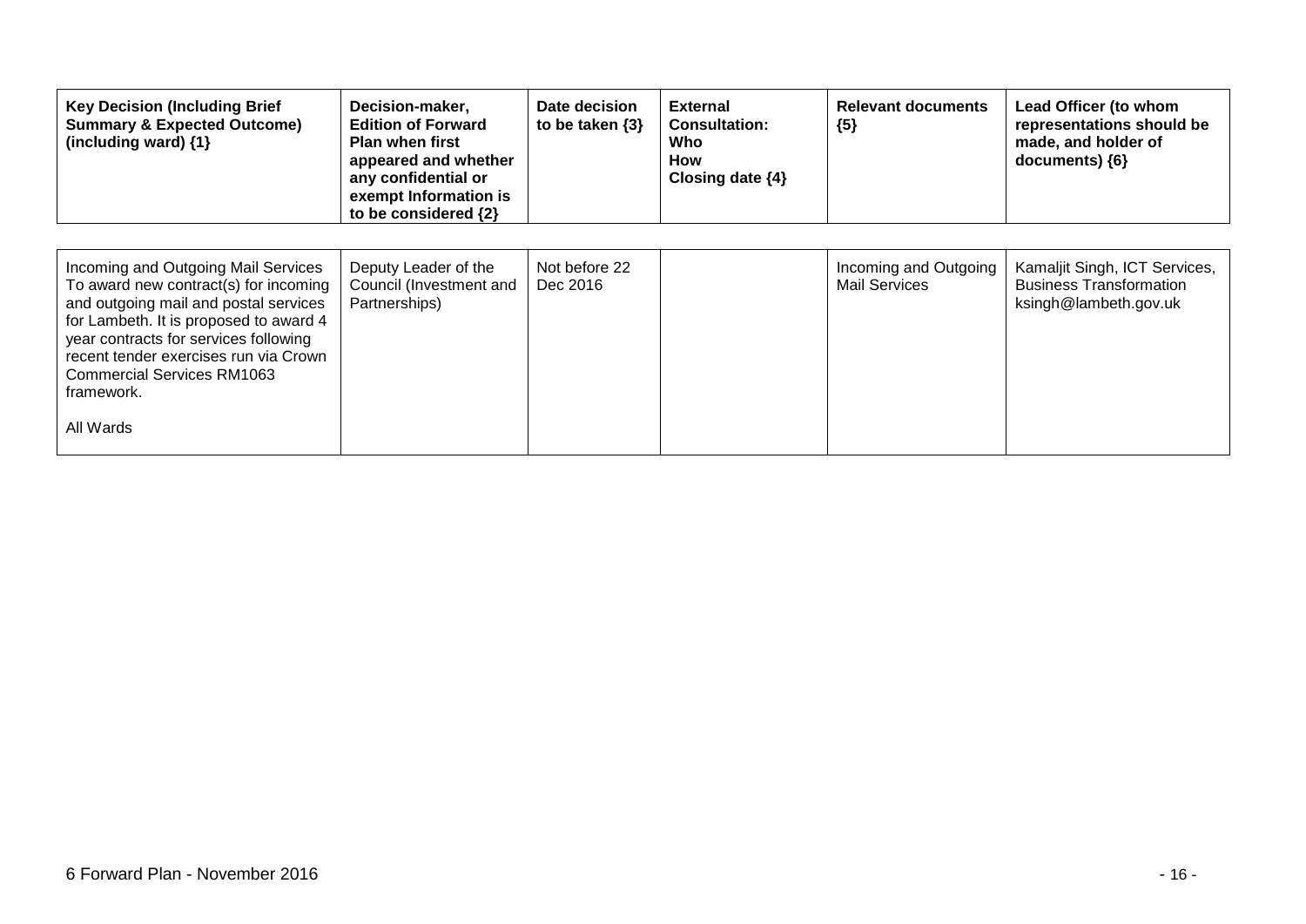| Key Decision (Including Brief Summary & Expected Outcome) (including ward) {1} | Decision-maker, Edition of Forward Plan when first appeared and whether any confidential or exempt Information is to be considered {2} | Date decision to be taken {3} | External Consultation: Who How Closing date {4} | Relevant documents {5} | Lead Officer (to whom representations should be made, and holder of documents) {6} |
|---|---|---|---|---|---|
| Incoming and Outgoing Mail Services To award new contract(s) for incoming and outgoing mail and postal services for Lambeth. It is proposed to award 4 year contracts for services following recent tender exercises run via Crown Commercial Services RM1063 framework.<br><br>All Wards | Deputy Leader of the Council (Investment and Partnerships) | Not before 22 Dec 2016 | | Incoming and Outgoing Mail Services | Kamaljit Singh, ICT Services, Business Transformation ksingh@lambeth.gov.uk |

6 Forward Plan - November 2016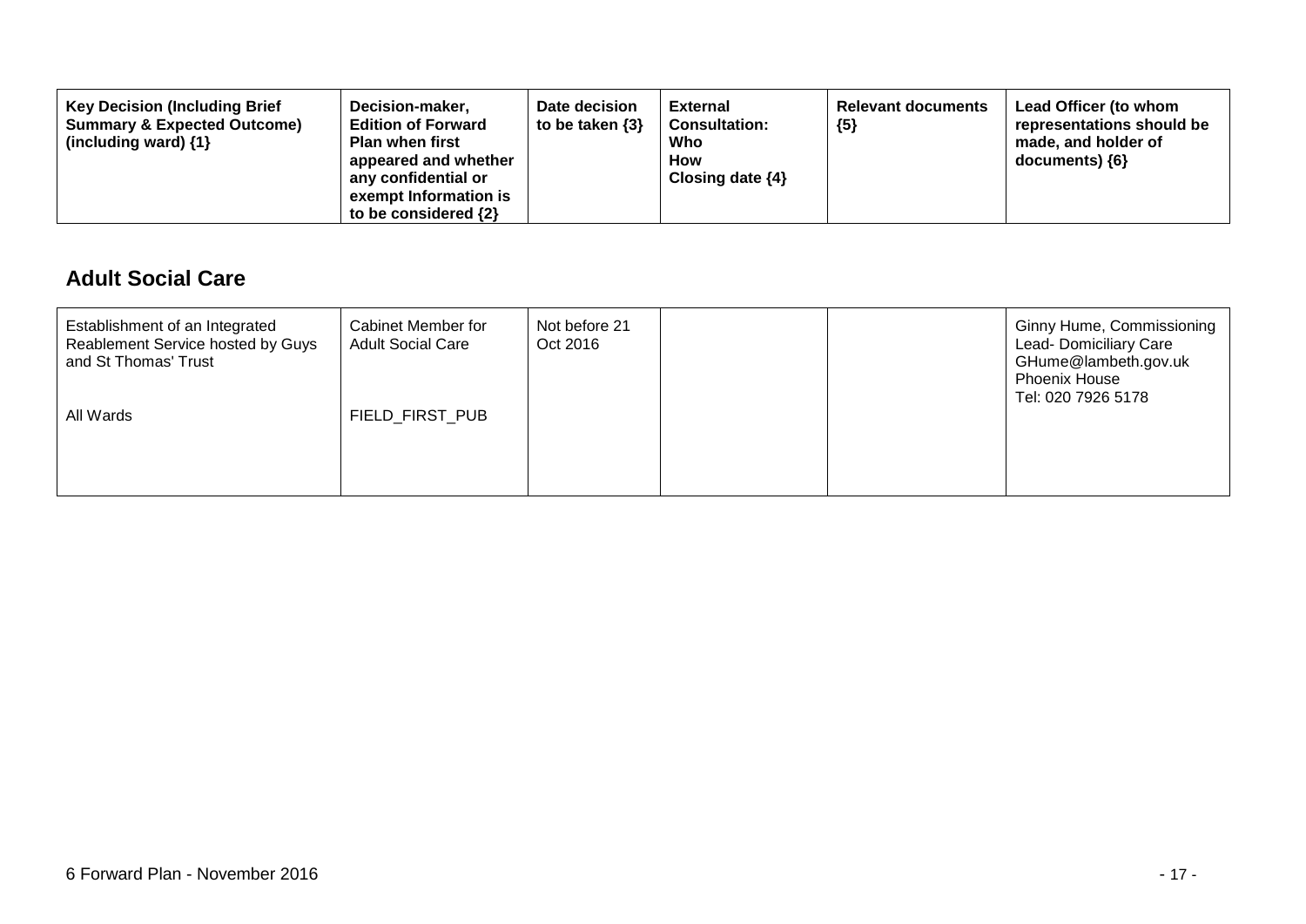| Key Decision (Including Brief Summary & Expected Outcome) (including ward) {1} | Decision-maker, Edition of Forward Plan when first appeared and whether any confidential or exempt Information is to be considered {2} | Date decision to be taken {3} | External Consultation: Who How Closing date {4} | Relevant documents {5} | Lead Officer (to whom representations should be made, and holder of documents) {6} |
|---|---|---|---|---|---|

## Adult Social Care

| | | | | | |
|---|---|---|---|---|---|
| Establishment of an Integrated Reablement Service hosted by Guys and St Thomas' Trust<br><br>All Wards | Cabinet Member for Adult Social Care<br><br>FIELD_FIRST_PUB | Not before 21 Oct 2016 | | | Ginny Hume, Commissioning Lead- Domiciliary Care GHume@lambeth.gov.uk Phoenix House Tel: 020 7926 5178 |

6 Forward Plan - November 2016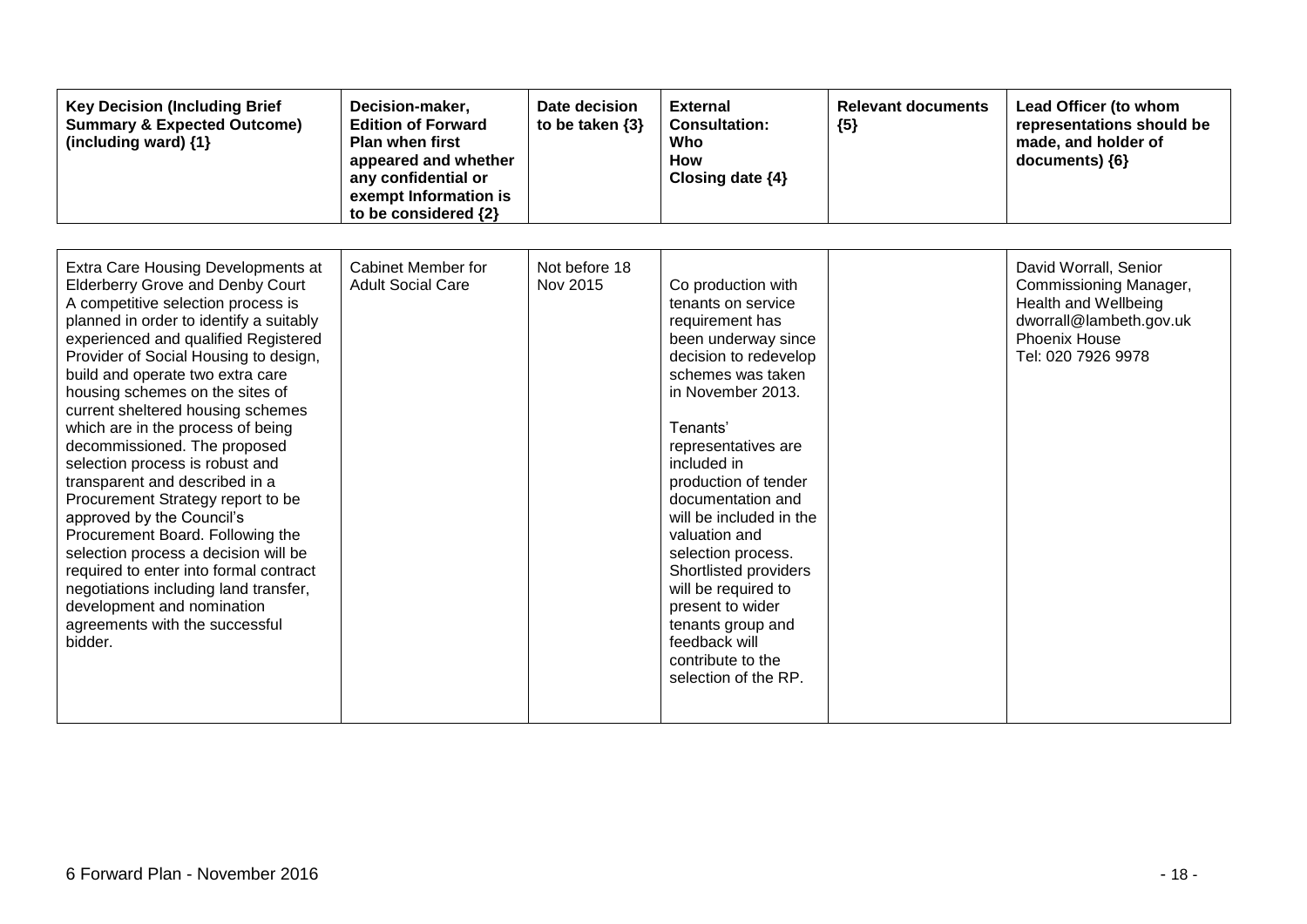| Key Decision (Including Brief Summary & Expected Outcome) (including ward) {1} | Decision-maker, Edition of Forward Plan when first appeared and whether any confidential or exempt Information is to be considered {2} | Date decision to be taken {3} | External Consultation: Who How Closing date {4} | Relevant documents {5} | Lead Officer (to whom representations should be made, and holder of documents) {6} |
|---|---|---|---|---|---|
| Extra Care Housing Developments at Elderberry Grove and Denby Court A competitive selection process is planned in order to identify a suitably experienced and qualified Registered Provider of Social Housing to design, build and operate two extra care housing schemes on the sites of current sheltered housing schemes which are in the process of being decommissioned. The proposed selection process is robust and transparent and described in a Procurement Strategy report to be approved by the Council's Procurement Board. Following the selection process a decision will be required to enter into formal contract negotiations including land transfer, development and nomination agreements with the successful bidder. | Cabinet Member for Adult Social Care | Not before 18 Nov 2015 | Co production with tenants on service requirement has been underway since decision to redevelop schemes was taken in November 2013. Tenants' representatives are included in production of tender documentation and will be included in the valuation and selection process. Shortlisted providers will be required to present to wider tenants group and feedback will contribute to the selection of the RP. | | David Worrall, Senior Commissioning Manager, Health and Wellbeing dworrall@lambeth.gov.uk Phoenix House Tel: 020 7926 9978 |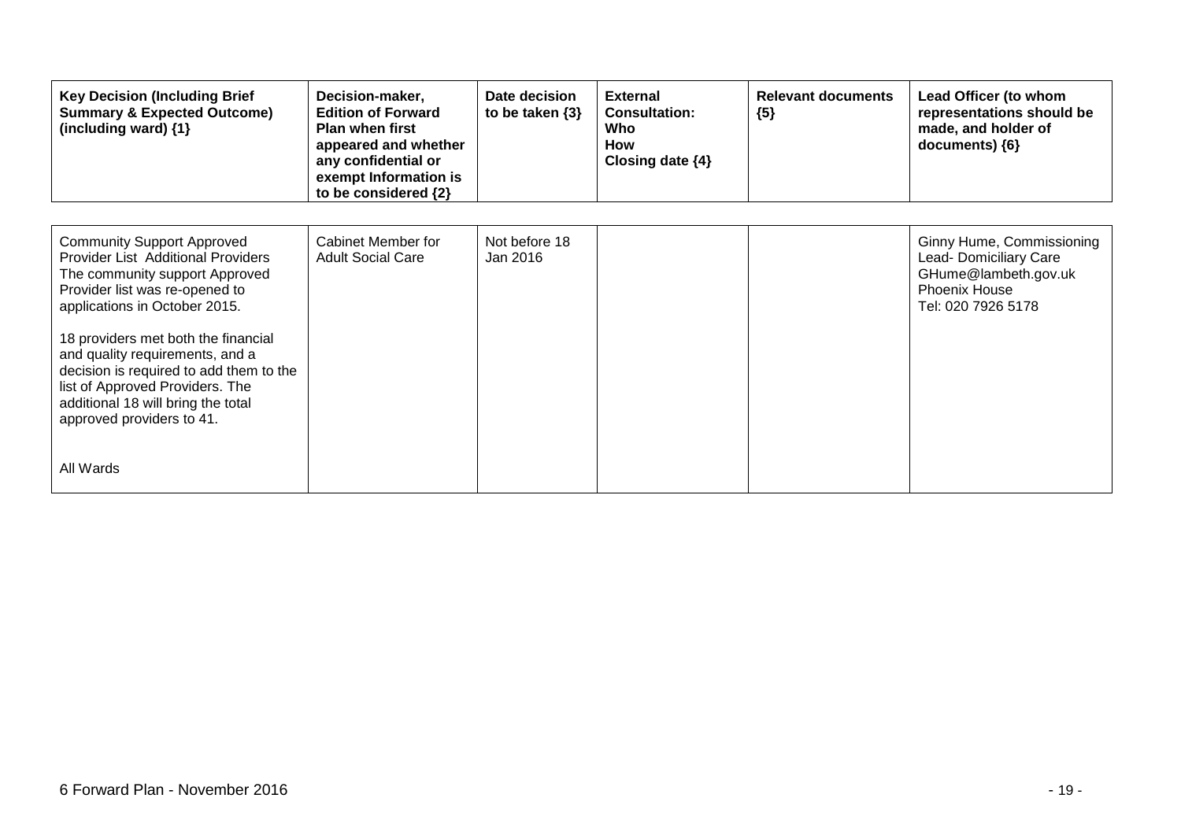| Key Decision (Including Brief Summary & Expected Outcome) (including ward) {1} | Decision-maker, Edition of Forward Plan when first appeared and whether any confidential or exempt Information is to be considered {2} | Date decision to be taken {3} | External Consultation: Who How Closing date {4} | Relevant documents {5} | Lead Officer (to whom representations should be made, and holder of documents) {6} |
|---|---|---|---|---|---|
| Community Support Approved Provider List Additional Providers The community support Approved Provider list was re-opened to applications in October 2015.<br><br>18 providers met both the financial and quality requirements, and a decision is required to add them to the list of Approved Providers. The additional 18 will bring the total approved providers to 41.<br><br>All Wards | Cabinet Member for Adult Social Care | Not before 18 Jan 2016 | | | Ginny Hume, Commissioning Lead- Domiciliary Care GHume@lambeth.gov.uk Phoenix House Tel: 020 7926 5178 |

6 Forward Plan - November 2016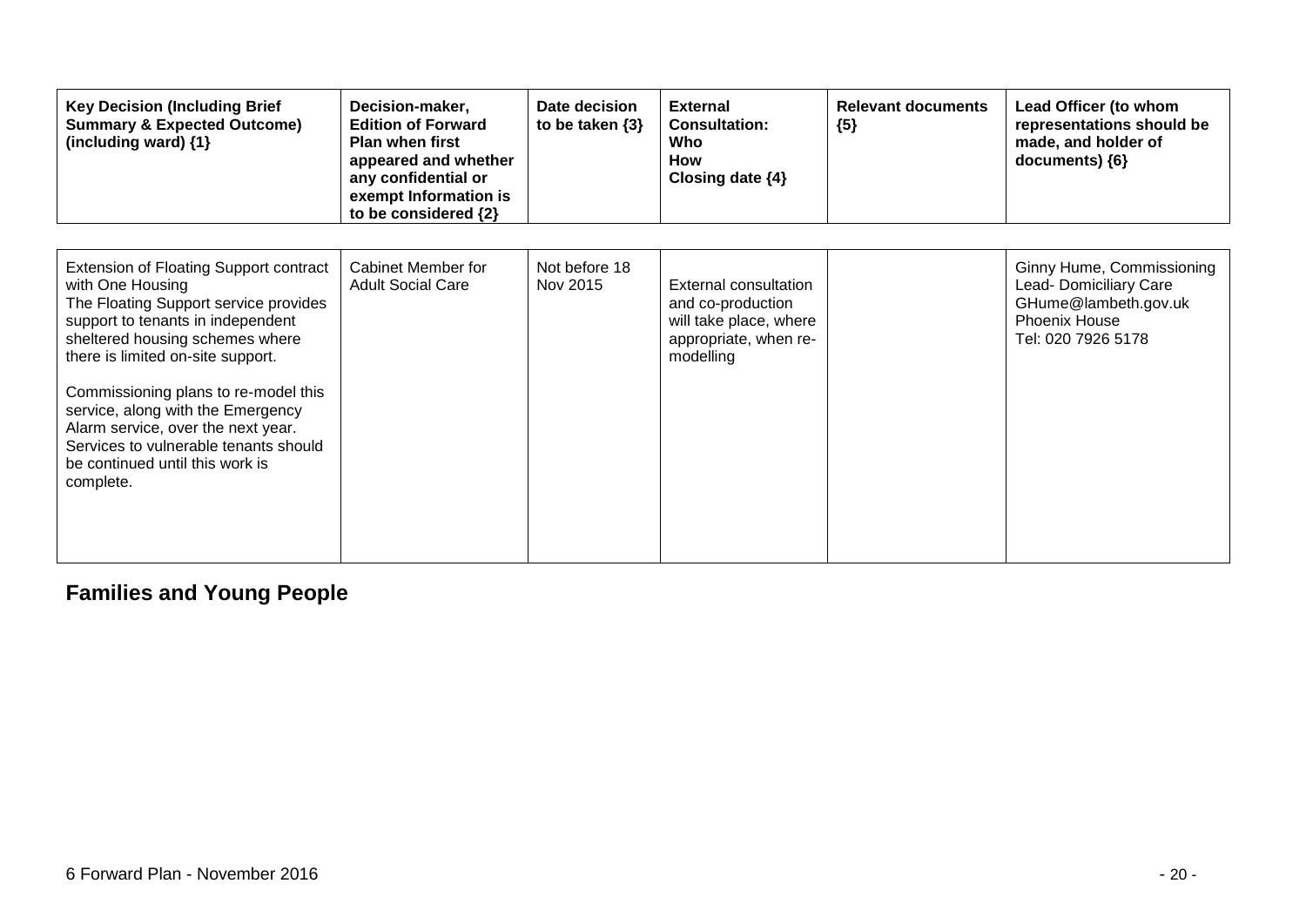| **Key Decision (Including Brief Summary & Expected Outcome) (including ward) {1}** | **Decision-maker, Edition of Forward Plan when first appeared and whether any confidential or exempt Information is to be considered {2}** | **Date decision to be taken {3}** | **External Consultation: Who How Closing date {4}** | **Relevant documents {5}** | **Lead Officer (to whom representations should be made, and holder of documents) {6}** |
|---|---|---|---|---|---|
| Extension of Floating Support contract with One Housing<br>The Floating Support service provides support to tenants in independent sheltered housing schemes where there is limited on-site support.<br><br>Commissioning plans to re-model this service, along with the Emergency Alarm service, over the next year. Services to vulnerable tenants should be continued until this work is complete. | Cabinet Member for Adult Social Care | Not before 18 Nov 2015 | External consultation and co-production will take place, where appropriate, when re-modelling | | Ginny Hume, Commissioning Lead- Domiciliary Care<br>GHume@lambeth.gov.uk<br>Phoenix House<br>Tel: 020 7926 5178 |

## Families and Young People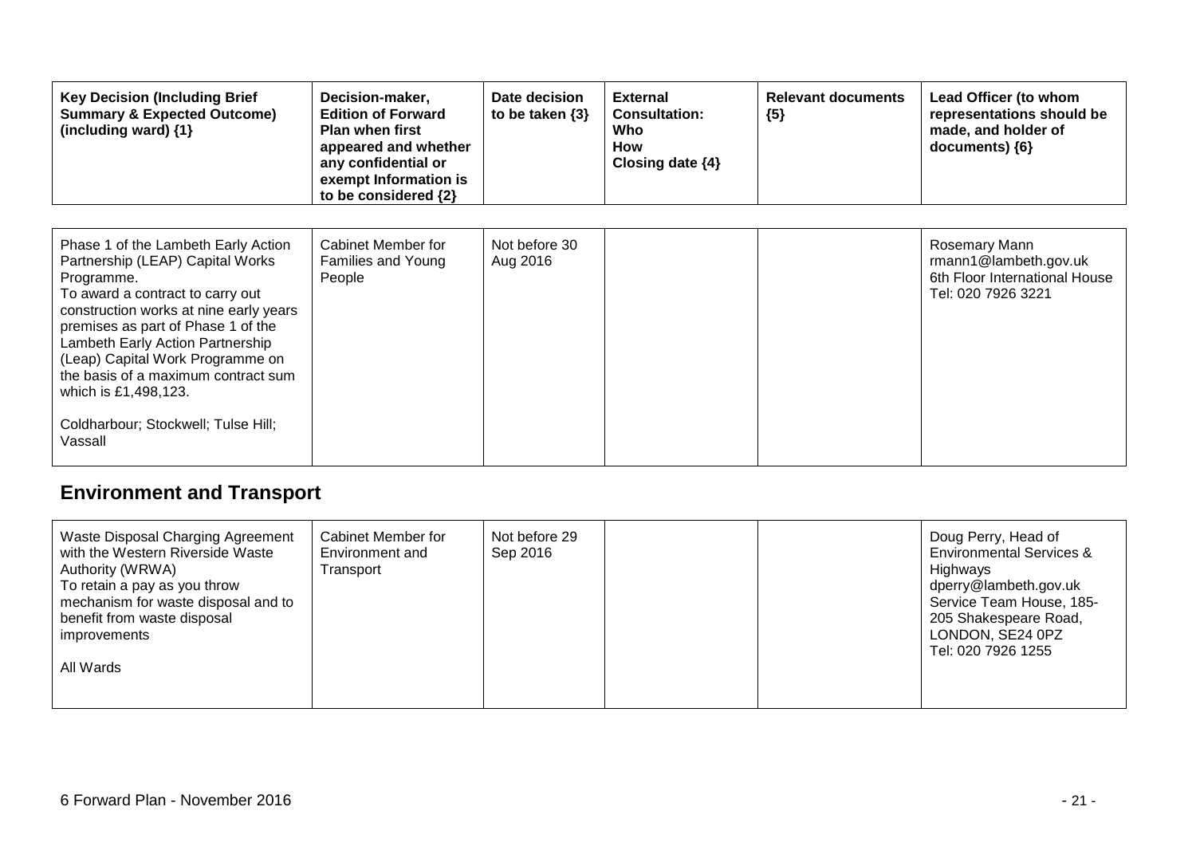| Key Decision (Including Brief Summary & Expected Outcome) (including ward) {1} | Decision-maker, Edition of Forward Plan when first appeared and whether any confidential or exempt Information is to be considered {2} | Date decision to be taken {3} | External Consultation: Who How Closing date {4} | Relevant documents {5} | Lead Officer (to whom representations should be made, and holder of documents) {6} |
|---|---|---|---|---|---|
| Phase 1 of the Lambeth Early Action Partnership (LEAP) Capital Works Programme.<br>To award a contract to carry out construction works at nine early years premises as part of Phase 1 of the Lambeth Early Action Partnership (Leap) Capital Work Programme on the basis of a maximum contract sum which is £1,498,123.<br><br>Coldharbour; Stockwell; Tulse Hill; Vassall | Cabinet Member for Families and Young People | Not before 30 Aug 2016 | | | Rosemary Mann<br>rmann1@lambeth.gov.uk<br>6th Floor International House<br>Tel: 020 7926 3221 |

## Environment and Transport

| Key Decision (Including Brief Summary & Expected Outcome) (including ward) {1} | Decision-maker, Edition of Forward Plan when first appeared and whether any confidential or exempt Information is to be considered {2} | Date decision to be taken {3} | External Consultation: Who How Closing date {4} | Relevant documents {5} | Lead Officer (to whom representations should be made, and holder of documents) {6} |
|---|---|---|---|---|---|
| Waste Disposal Charging Agreement with the Western Riverside Waste Authority (WRWA)<br>To retain a pay as you throw mechanism for waste disposal and to benefit from waste disposal improvements<br><br>All Wards | Cabinet Member for Environment and Transport | Not before 29 Sep 2016 | | | Doug Perry, Head of Environmental Services & Highways<br>dperry@lambeth.gov.uk<br>Service Team House, 185-205 Shakespeare Road, LONDON, SE24 0PZ<br>Tel: 020 7926 1255 |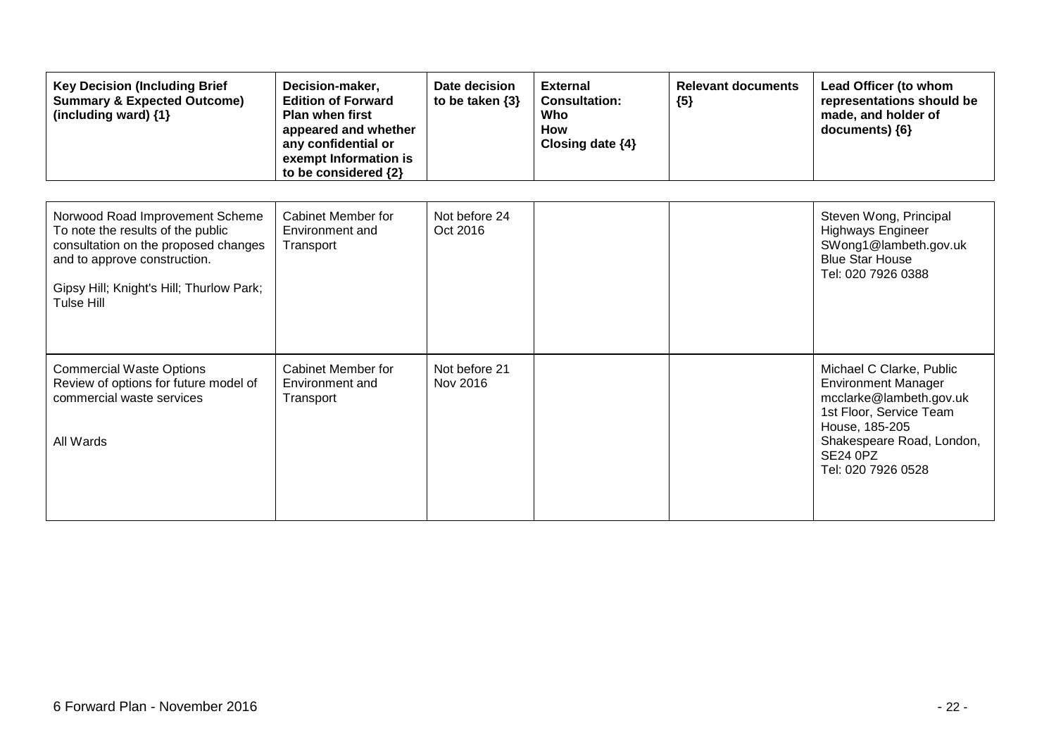| Key Decision (Including Brief Summary & Expected Outcome) (including ward) {1} | Decision-maker, Edition of Forward Plan when first appeared and whether any confidential or exempt Information is to be considered {2} | Date decision to be taken {3} | External Consultation: Who How Closing date {4} | Relevant documents {5} | Lead Officer (to whom representations should be made, and holder of documents) {6} |
|---|---|---|---|---|---|
| Norwood Road Improvement Scheme<br>To note the results of the public consultation on the proposed changes and to approve construction.<br><br>Gipsy Hill; Knight's Hill; Thurlow Park; Tulse Hill | Cabinet Member for Environment and Transport | Not before 24 Oct 2016 | | | Steven Wong, Principal Highways Engineer<br>SWong1@lambeth.gov.uk<br>Blue Star House<br>Tel: 020 7926 0388 |
| Commercial Waste Options<br>Review of options for future model of commercial waste services<br><br>All Wards | Cabinet Member for Environment and Transport | Not before 21 Nov 2016 | | | Michael C Clarke, Public Environment Manager<br>mcclarke@lambeth.gov.uk<br>1st Floor, Service Team House, 185-205 Shakespeare Road, London, SE24 0PZ<br>Tel: 020 7926 0528 |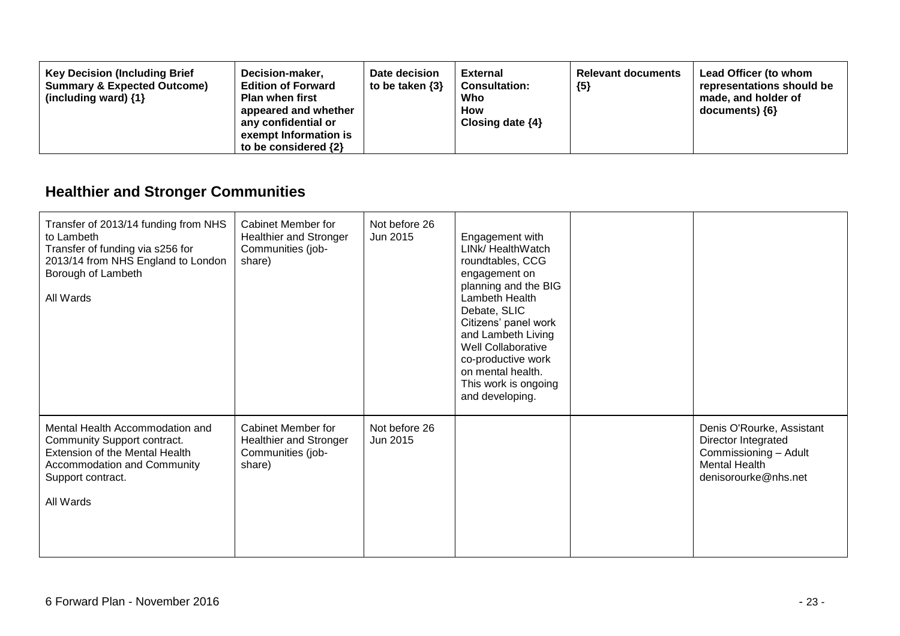| Key Decision (Including Brief Summary & Expected Outcome) (including ward) {1} | Decision-maker, Edition of Forward Plan when first appeared and whether any confidential or exempt Information is to be considered {2} | Date decision to be taken {3} | External Consultation: Who How Closing date {4} | Relevant documents {5} | Lead Officer (to whom representations should be made, and holder of documents) {6} |
|---|---|---|---|---|---|

## Healthier and Stronger Communities

| | | | | | |
|---|---|---|---|---|---|
| Transfer of 2013/14 funding from NHS to Lambeth<br>Transfer of funding via s256 for 2013/14 from NHS England to London Borough of Lambeth<br><br>All Wards | Cabinet Member for Healthier and Stronger Communities (job-share) | Not before 26 Jun 2015 | Engagement with LINk/ HealthWatch roundtables, CCG engagement on planning and the BIG Lambeth Health Debate, SLIC Citizens' panel work and Lambeth Living Well Collaborative co-productive work on mental health. This work is ongoing and developing. | | |
| Mental Health Accommodation and Community Support contract.<br>Extension of the Mental Health Accommodation and Community Support contract.<br><br>All Wards | Cabinet Member for Healthier and Stronger Communities (job-share) | Not before 26 Jun 2015 | | | Denis O'Rourke, Assistant Director Integrated Commissioning – Adult Mental Health<br>denisorourke@nhs.net |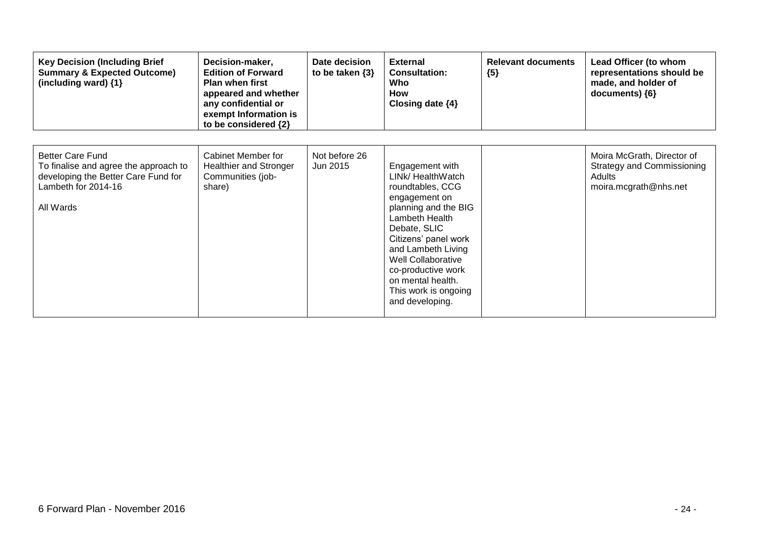| Key Decision (Including Brief Summary & Expected Outcome) (including ward) {1} | Decision-maker, Edition of Forward Plan when first appeared and whether any confidential or exempt Information is to be considered {2} | Date decision to be taken {3} | External Consultation: Who How Closing date {4} | Relevant documents {5} | Lead Officer (to whom representations should be made, and holder of documents) {6} |
| --- | --- | --- | --- | --- | --- |
| Better Care Fund<br>To finalise and agree the approach to developing the Better Care Fund for Lambeth for 2014-16<br><br>All Wards | Cabinet Member for Healthier and Stronger Communities (job-share) | Not before 26 Jun 2015 | Engagement with LINk/ HealthWatch roundtables, CCG engagement on planning and the BIG Lambeth Health Debate, SLIC Citizens' panel work and Lambeth Living Well Collaborative co-productive work on mental health. This work is ongoing and developing. | | Moira McGrath, Director of Strategy and Commissioning Adults<br>moira.mcgrath@nhs.net |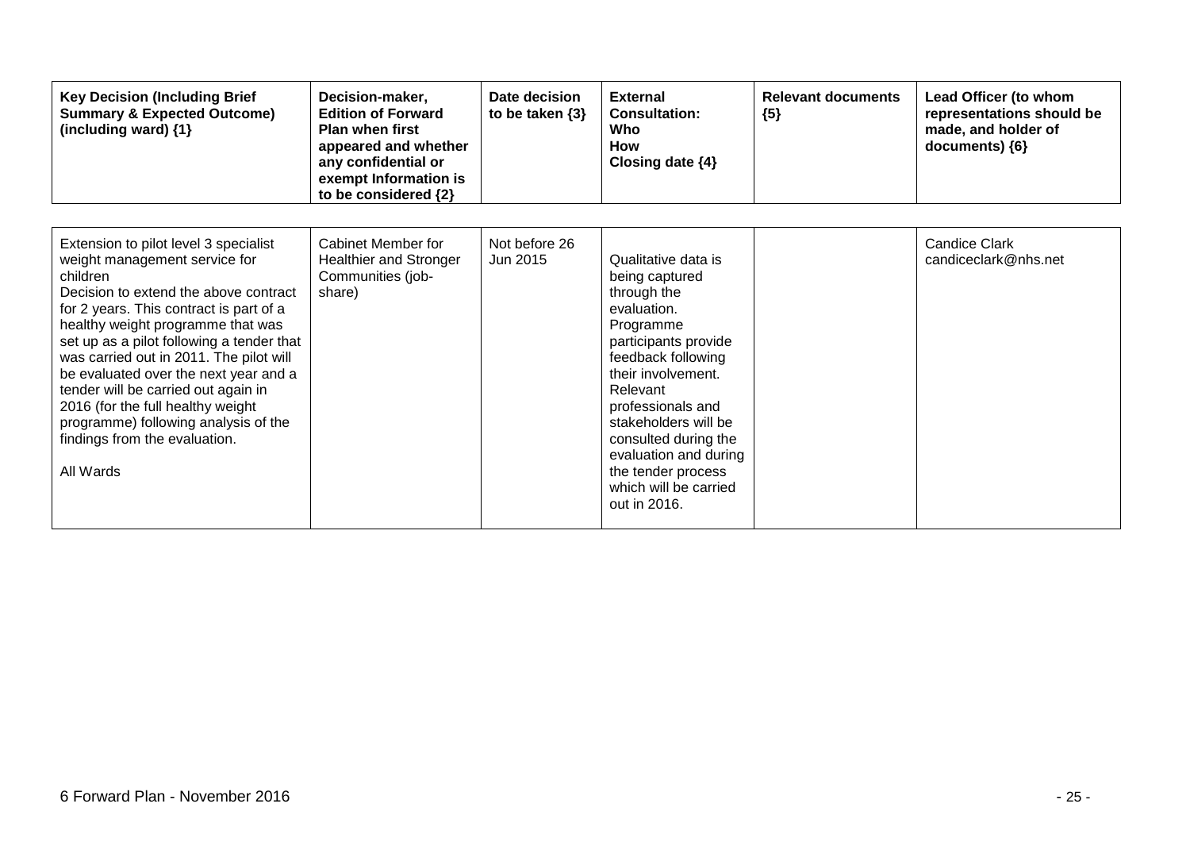| Key Decision (Including Brief Summary & Expected Outcome) (including ward) {1} | Decision-maker, Edition of Forward Plan when first appeared and whether any confidential or exempt Information is to be considered {2} | Date decision to be taken {3} | External Consultation: Who How Closing date {4} | Relevant documents {5} | Lead Officer (to whom representations should be made, and holder of documents) {6} |
|---|---|---|---|---|---|
| Extension to pilot level 3 specialist weight management service for children<br>Decision to extend the above contract for 2 years. This contract is part of a healthy weight programme that was set up as a pilot following a tender that was carried out in 2011. The pilot will be evaluated over the next year and a tender will be carried out again in 2016 (for the full healthy weight programme) following analysis of the findings from the evaluation.<br><br>All Wards | Cabinet Member for Healthier and Stronger Communities (job-share) | Not before 26 Jun 2015 | Qualitative data is being captured through the evaluation. Programme participants provide feedback following their involvement. Relevant professionals and stakeholders will be consulted during the evaluation and during the tender process which will be carried out in 2016. | | Candice Clark candiceclark@nhs.net |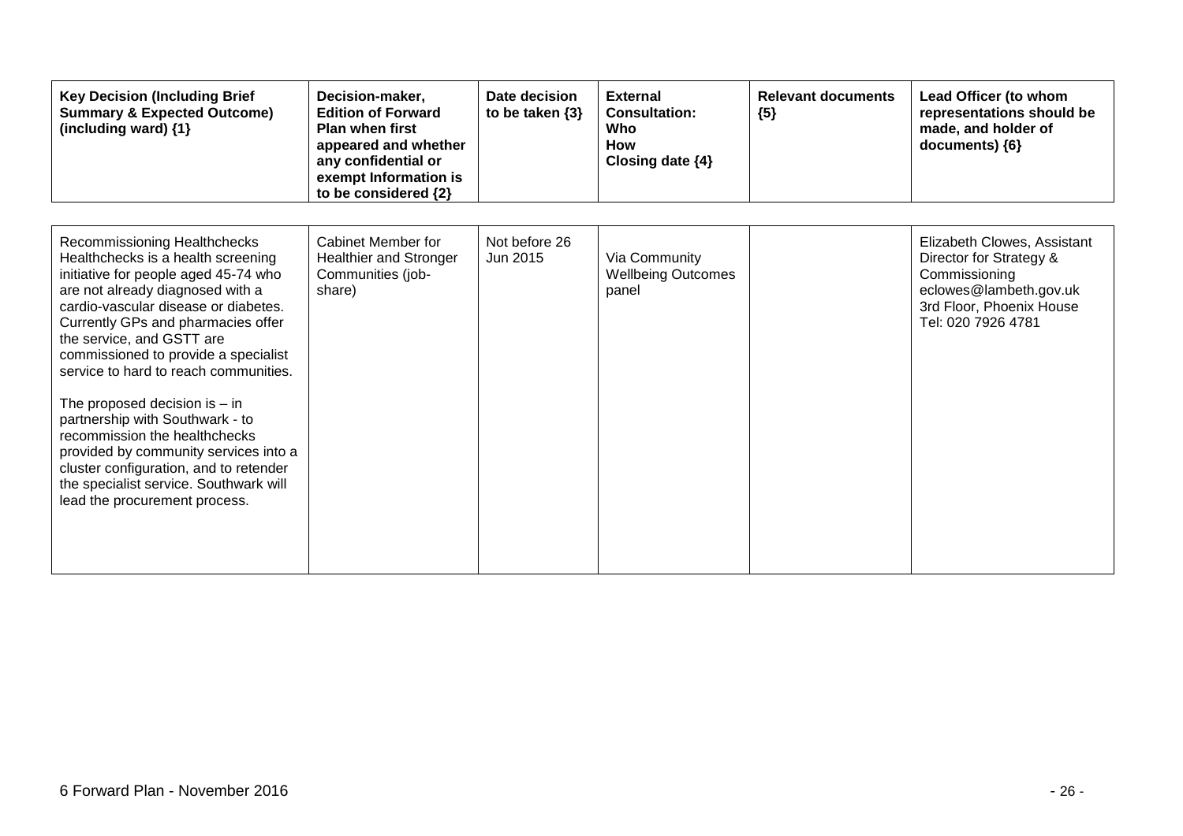| Key Decision (Including Brief Summary & Expected Outcome) (including ward) {1} | Decision-maker, Edition of Forward Plan when first appeared and whether any confidential or exempt Information is to be considered {2} | Date decision to be taken {3} | External Consultation: Who How Closing date {4} | Relevant documents {5} | Lead Officer (to whom representations should be made, and holder of documents) {6} |
|---|---|---|---|---|---|
| Recommissioning Healthchecks<br>Healthchecks is a health screening initiative for people aged 45-74 who are not already diagnosed with a cardio-vascular disease or diabetes. Currently GPs and pharmacies offer the service, and GSTT are commissioned to provide a specialist service to hard to reach communities.<br><br>The proposed decision is – in partnership with Southwark - to recommission the healthchecks provided by community services into a cluster configuration, and to retender the specialist service. Southwark will lead the procurement process. | Cabinet Member for Healthier and Stronger Communities (job-share) | Not before 26 Jun 2015 | Via Community Wellbeing Outcomes panel | | Elizabeth Clowes, Assistant Director for Strategy & Commissioning<br>eclowes@lambeth.gov.uk<br>3rd Floor, Phoenix House<br>Tel: 020 7926 4781 |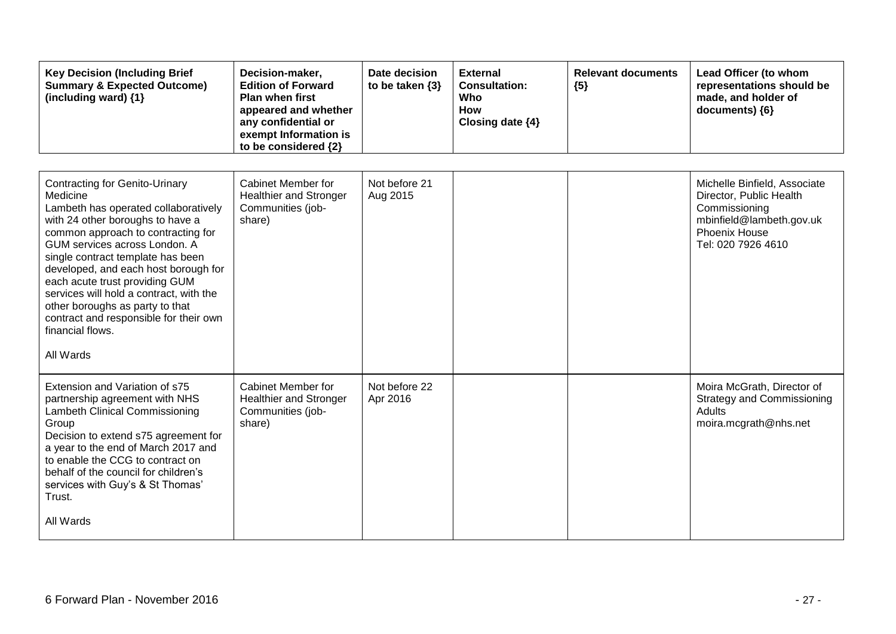| Key Decision (Including Brief Summary & Expected Outcome) (including ward) {1} | Decision-maker, Edition of Forward Plan when first appeared and whether any confidential or exempt Information is to be considered {2} | Date decision to be taken {3} | External Consultation: Who How Closing date {4} | Relevant documents {5} | Lead Officer (to whom representations should be made, and holder of documents) {6} |
|---|---|---|---|---|---|
| Contracting for Genito-Urinary Medicine<br>Lambeth has operated collaboratively with 24 other boroughs to have a common approach to contracting for GUM services across London. A single contract template has been developed, and each host borough for each acute trust providing GUM services will hold a contract, with the other boroughs as party to that contract and responsible for their own financial flows.<br><br>All Wards | Cabinet Member for Healthier and Stronger Communities (job-share) | Not before 21 Aug 2015 | | | Michelle Binfield, Associate Director, Public Health Commissioning<br>mbinfield@lambeth.gov.uk<br>Phoenix House<br>Tel: 020 7926 4610 |
| Extension and Variation of s75 partnership agreement with NHS Lambeth Clinical Commissioning Group<br>Decision to extend s75 agreement for a year to the end of March 2017 and to enable the CCG to contract on behalf of the council for children's services with Guy's & St Thomas' Trust.<br><br>All Wards | Cabinet Member for Healthier and Stronger Communities (job-share) | Not before 22 Apr 2016 | | | Moira McGrath, Director of Strategy and Commissioning Adults<br>moira.mcgrath@nhs.net |

6 Forward Plan - November 2016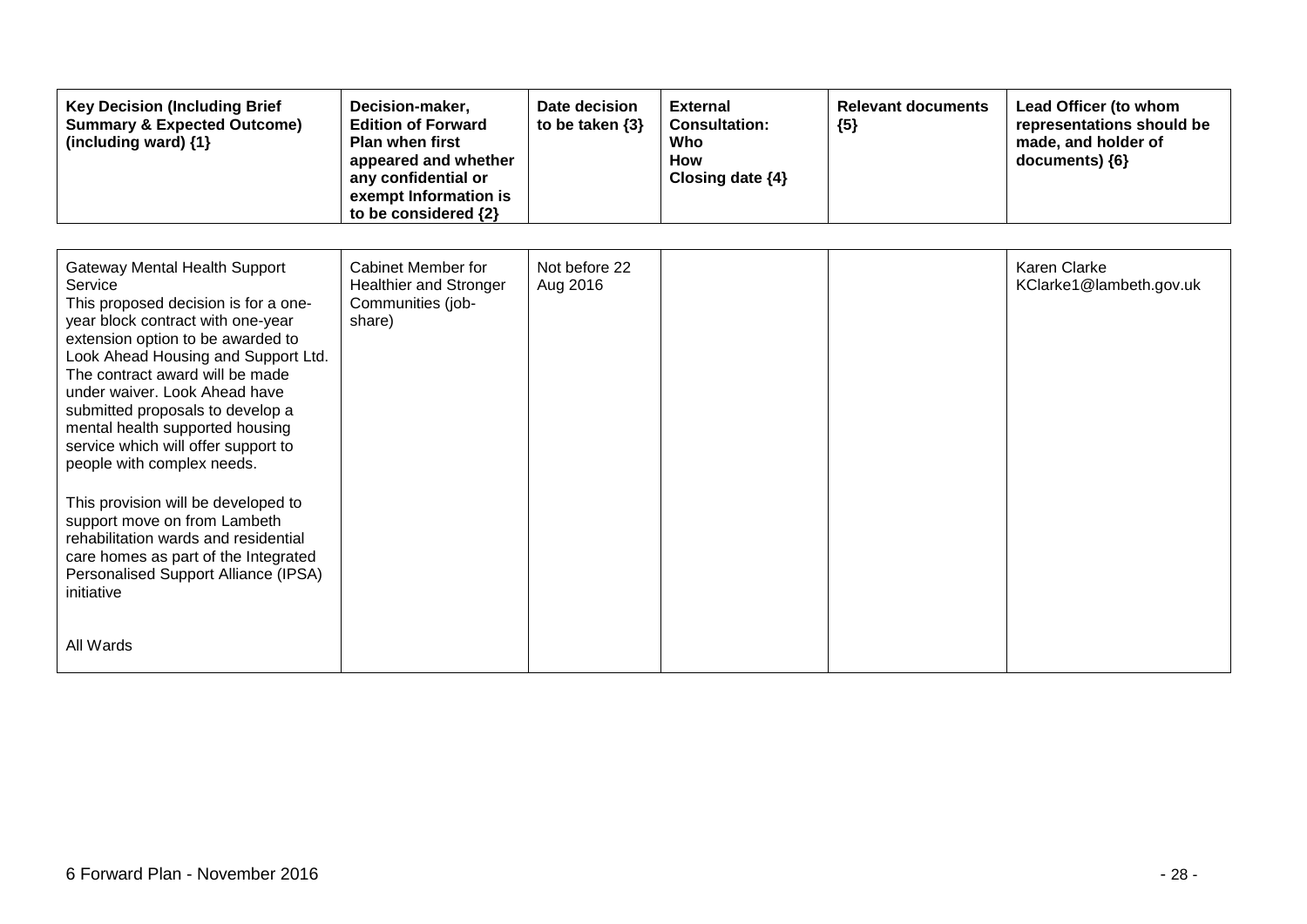| Key Decision (Including Brief Summary & Expected Outcome) (including ward) {1} | Decision-maker, Edition of Forward Plan when first appeared and whether any confidential or exempt Information is to be considered {2} | Date decision to be taken {3} | External Consultation: Who How Closing date {4} | Relevant documents {5} | Lead Officer (to whom representations should be made, and holder of documents) {6} |
|---|---|---|---|---|---|
| Gateway Mental Health Support Service<br>This proposed decision is for a one-year block contract with one-year extension option to be awarded to Look Ahead Housing and Support Ltd. The contract award will be made under waiver. Look Ahead have submitted proposals to develop a mental health supported housing service which will offer support to people with complex needs.<br><br>This provision will be developed to support move on from Lambeth rehabilitation wards and residential care homes as part of the Integrated Personalised Support Alliance (IPSA) initiative<br><br>All Wards | Cabinet Member for Healthier and Stronger Communities (job-share) | Not before 22 Aug 2016 | | | Karen Clarke<br>KClarke1@lambeth.gov.uk |

6 Forward Plan - November 2016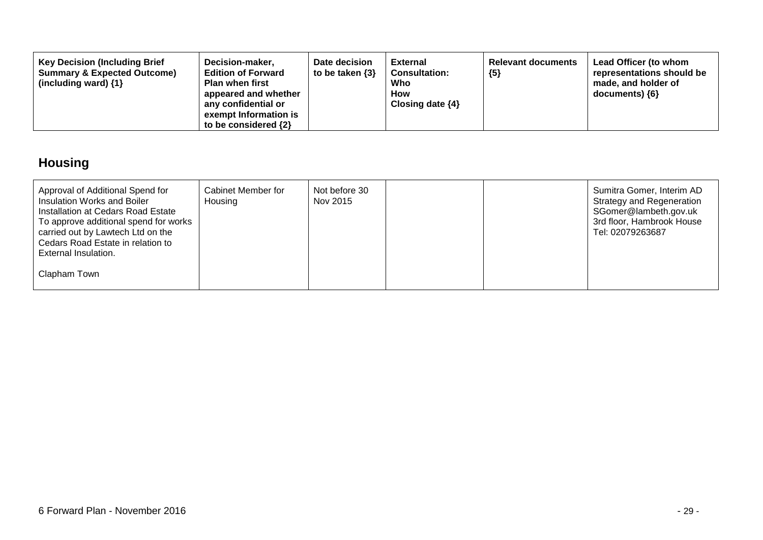| Key Decision (Including Brief Summary & Expected Outcome) (including ward) {1} | Decision-maker, Edition of Forward Plan when first appeared and whether any confidential or exempt Information is to be considered {2} | Date decision to be taken {3} | External Consultation: Who How Closing date {4} | Relevant documents {5} | Lead Officer (to whom representations should be made, and holder of documents) {6} |
|---|---|---|---|---|---|

## Housing

| | | | | | |
|---|---|---|---|---|---|
| Approval of Additional Spend for Insulation Works and Boiler Installation at Cedars Road Estate<br>To approve additional spend for works carried out by Lawtech Ltd on the Cedars Road Estate in relation to External Insulation.<br><br>Clapham Town | Cabinet Member for Housing | Not before 30 Nov 2015 | | | Sumitra Gomer, Interim AD Strategy and Regeneration<br>SGomer@lambeth.gov.uk<br>3rd floor, Hambrook House<br>Tel: 02079263687 |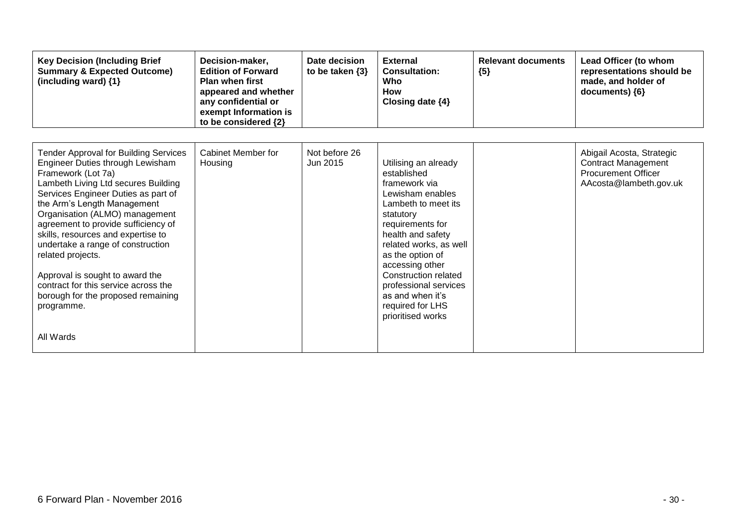| Key Decision (Including Brief Summary & Expected Outcome) (including ward) {1} | Decision-maker, Edition of Forward Plan when first appeared and whether any confidential or exempt Information is to be considered {2} | Date decision to be taken {3} | External Consultation: Who How Closing date {4} | Relevant documents {5} | Lead Officer (to whom representations should be made, and holder of documents) {6} |
|---|---|---|---|---|---|
| Tender Approval for Building Services Engineer Duties through Lewisham Framework (Lot 7a)<br>Lambeth Living Ltd secures Building Services Engineer Duties as part of the Arm's Length Management Organisation (ALMO) management agreement to provide sufficiency of skills, resources and expertise to undertake a range of construction related projects.<br><br>Approval is sought to award the contract for this service across the borough for the proposed remaining programme.<br><br>All Wards | Cabinet Member for Housing | Not before 26 Jun 2015 | Utilising an already established framework via Lewisham enables Lambeth to meet its statutory requirements for health and safety related works, as well as the option of accessing other Construction related professional services as and when it's required for LHS prioritised works | | Abigail Acosta, Strategic Contract Management Procurement Officer AAcosta@lambeth.gov.uk |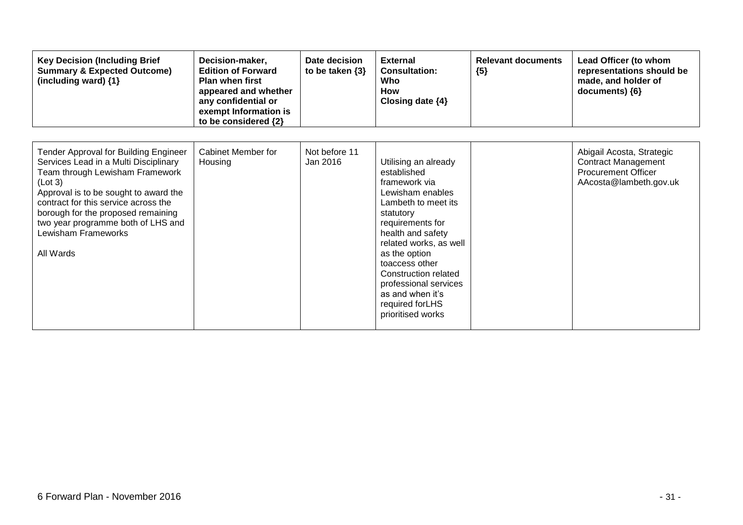| Key Decision (Including Brief Summary & Expected Outcome) (including ward) {1} | Decision-maker, Edition of Forward Plan when first appeared and whether any confidential or exempt Information is to be considered {2} | Date decision to be taken {3} | External Consultation: Who How Closing date {4} | Relevant documents {5} | Lead Officer (to whom representations should be made, and holder of documents) {6} |
|---|---|---|---|---|---|
| Tender Approval for Building Engineer Services Lead in a Multi Disciplinary Team through Lewisham Framework (Lot 3)<br>Approval is to be sought to award the contract for this service across the borough for the proposed remaining two year programme both of LHS and Lewisham Frameworks<br><br>All Wards | Cabinet Member for Housing | Not before 11 Jan 2016 | Utilising an already established framework via Lewisham enables Lambeth to meet its statutory requirements for health and safety related works, as well as the option toaccess other Construction related professional services as and when it's required forLHS prioritised works | | Abigail Acosta, Strategic Contract Management Procurement Officer AAcosta@lambeth.gov.uk |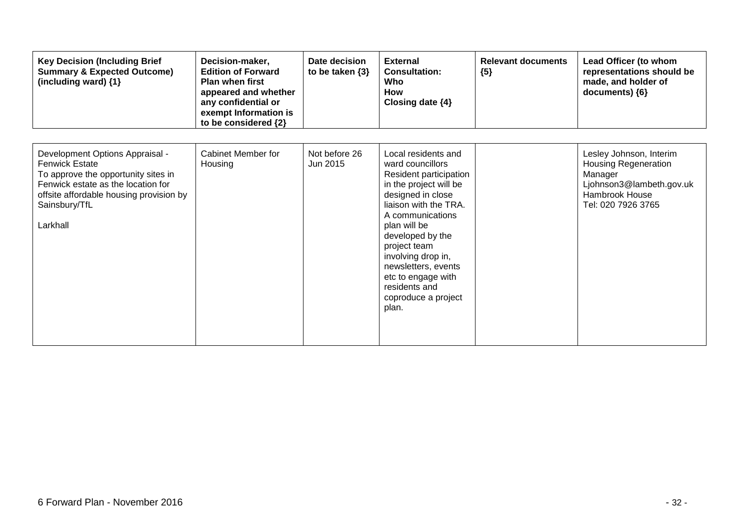| Key Decision (Including Brief Summary & Expected Outcome) (including ward) {1} | Decision-maker, Edition of Forward Plan when first appeared and whether any confidential or exempt Information is to be considered {2} | Date decision to be taken {3} | External Consultation: Who How Closing date {4} | Relevant documents {5} | Lead Officer (to whom representations should be made, and holder of documents) {6} |
|---|---|---|---|---|---|
| Development Options Appraisal - Fenwick Estate<br>To approve the opportunity sites in Fenwick estate as the location for offsite affordable housing provision by Sainsbury/TfL<br><br>Larkhall | Cabinet Member for Housing | Not before 26 Jun 2015 | Local residents and ward councillors<br>Resident participation in the project will be designed in close liaison with the TRA. A communications plan will be developed by the project team involving drop in, newsletters, events etc to engage with residents and coproduce a project plan. | | Lesley Johnson, Interim Housing Regeneration Manager<br>Ljohnson3@lambeth.gov.uk<br>Hambrook House<br>Tel: 020 7926 3765 |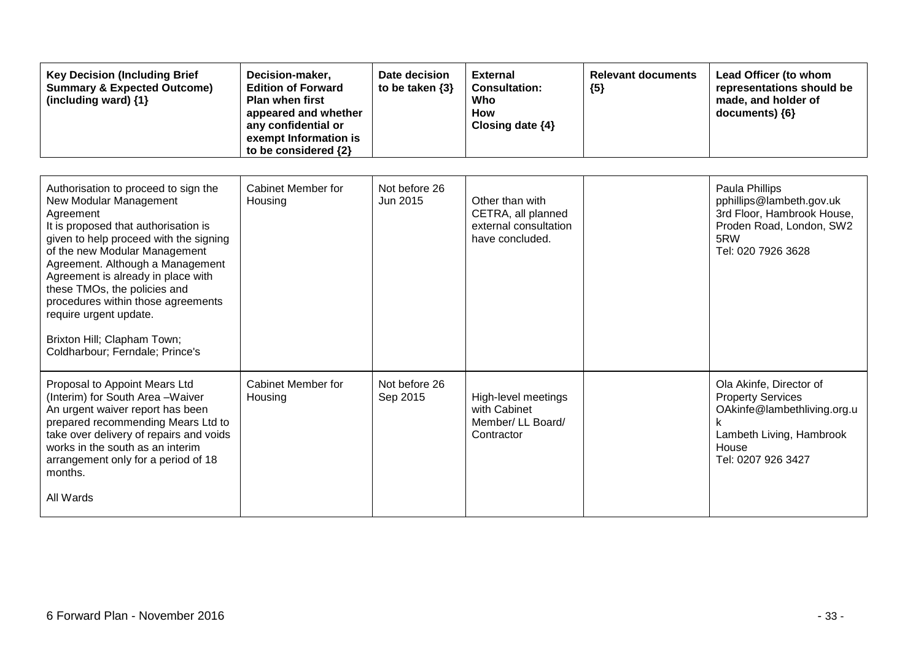| Key Decision (Including Brief Summary & Expected Outcome) (including ward) {1} | Decision-maker, Edition of Forward Plan when first appeared and whether any confidential or exempt Information is to be considered {2} | Date decision to be taken {3} | External Consultation: Who How Closing date {4} | Relevant documents {5} | Lead Officer (to whom representations should be made, and holder of documents) {6} |
|---|---|---|---|---|---|
| Authorisation to proceed to sign the New Modular Management Agreement<br>It is proposed that authorisation is given to help proceed with the signing of the new Modular Management Agreement. Although a Management Agreement is already in place with these TMOs, the policies and procedures within those agreements require urgent update.<br><br>Brixton Hill; Clapham Town; Coldharbour; Ferndale; Prince's | Cabinet Member for Housing | Not before 26 Jun 2015 | Other than with CETRA, all planned external consultation have concluded. | | Paula Phillips<br>pphillips@lambeth.gov.uk<br>3rd Floor, Hambrook House, Proden Road, London, SW2 5RW<br>Tel: 020 7926 3628 |
| Proposal to Appoint Mears Ltd (Interim) for South Area –Waiver<br>An urgent waiver report has been prepared recommending Mears Ltd to take over delivery of repairs and voids works in the south as an interim arrangement only for a period of 18 months.<br><br>All Wards | Cabinet Member for Housing | Not before 26 Sep 2015 | High-level meetings with Cabinet Member/ LL Board/ Contractor | | Ola Akinfe, Director of Property Services<br>OAkinfe@lambethliving.org.uk<br>Lambeth Living, Hambrook House<br>Tel: 0207 926 3427 |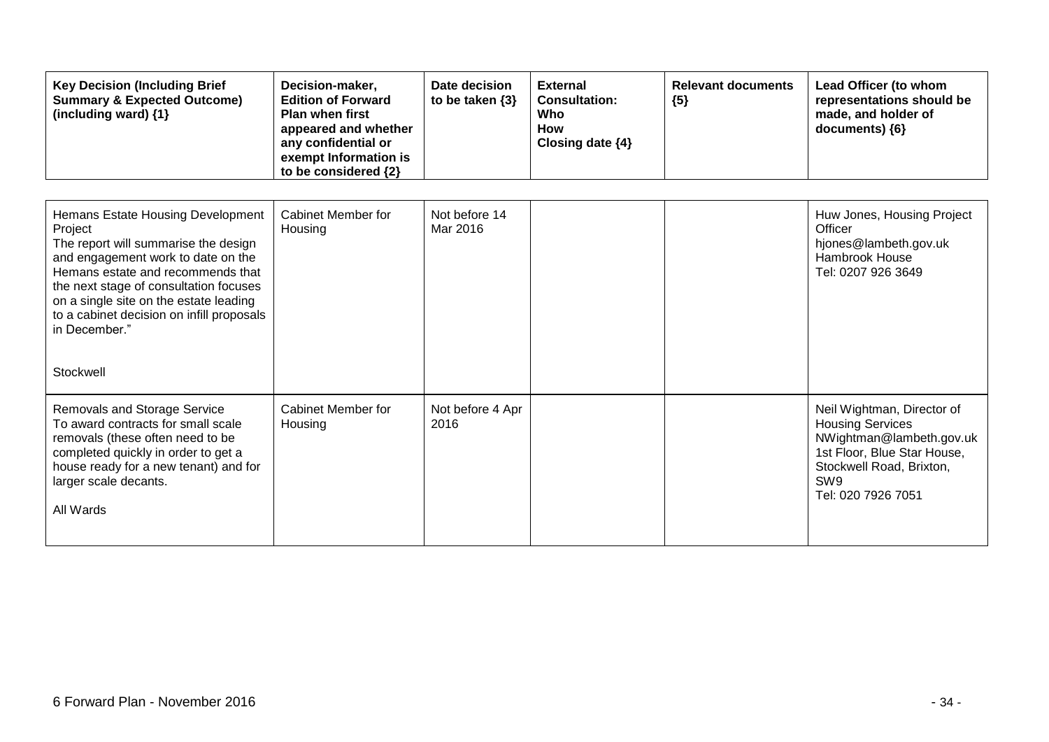| Key Decision (Including Brief Summary & Expected Outcome) (including ward) {1} | Decision-maker, Edition of Forward Plan when first appeared and whether any confidential or exempt Information is to be considered {2} | Date decision to be taken {3} | External Consultation: Who How Closing date {4} | Relevant documents {5} | Lead Officer (to whom representations should be made, and holder of documents) {6} |
|---|---|---|---|---|---|
| Hemans Estate Housing Development Project<br>The report will summarise the design and engagement work to date on the Hemans estate and recommends that the next stage of consultation focuses on a single site on the estate leading to a cabinet decision on infill proposals in December."<br><br>Stockwell | Cabinet Member for Housing | Not before 14 Mar 2016 | | | Huw Jones, Housing Project Officer<br>hjones@lambeth.gov.uk<br>Hambrook House<br>Tel: 0207 926 3649 |
| Removals and Storage Service<br>To award contracts for small scale removals (these often need to be completed quickly in order to get a house ready for a new tenant) and for larger scale decants.<br><br>All Wards | Cabinet Member for Housing | Not before 4 Apr 2016 | | | Neil Wightman, Director of Housing Services<br>NWightman@lambeth.gov.uk<br>1st Floor, Blue Star House, Stockwell Road, Brixton, SW9<br>Tel: 020 7926 7051 |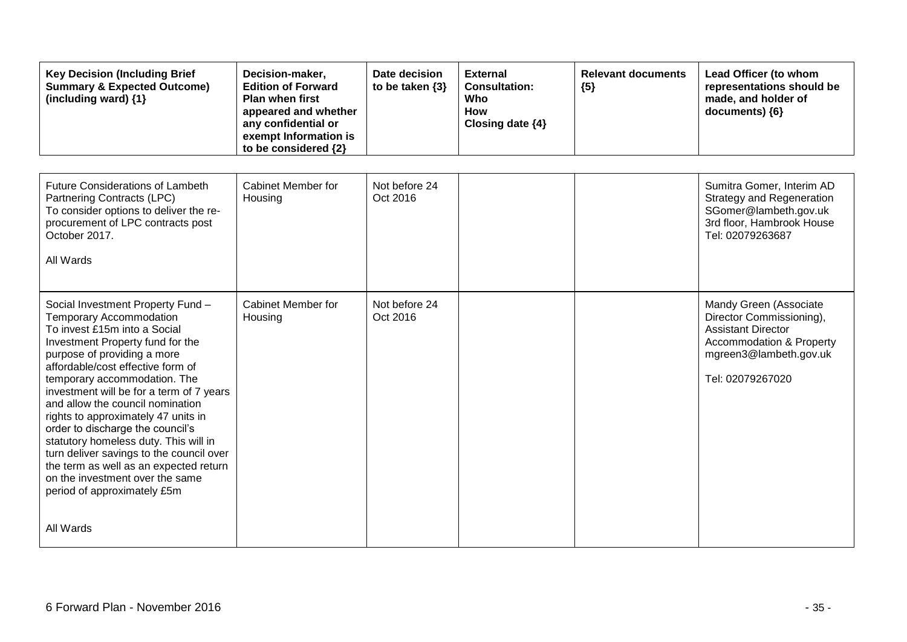| Key Decision (Including Brief Summary & Expected Outcome) (including ward) {1} | Decision-maker, Edition of Forward Plan when first appeared and whether any confidential or exempt Information is to be considered {2} | Date decision to be taken {3} | External Consultation: Who How Closing date {4} | Relevant documents {5} | Lead Officer (to whom representations should be made, and holder of documents) {6} |
|---|---|---|---|---|---|
| Future Considerations of Lambeth Partnering Contracts (LPC)<br>To consider options to deliver the re-procurement of LPC contracts post October 2017.<br><br>All Wards | Cabinet Member for Housing | Not before 24 Oct 2016 | | | Sumitra Gomer, Interim AD Strategy and Regeneration<br>SGomer@lambeth.gov.uk<br>3rd floor, Hambrook House<br>Tel: 02079263687 |
| Social Investment Property Fund – Temporary Accommodation<br>To invest £15m into a Social Investment Property fund for the purpose of providing a more affordable/cost effective form of temporary accommodation. The investment will be for a term of 7 years and allow the council nomination rights to approximately 47 units in order to discharge the council's statutory homeless duty. This will in turn deliver savings to the council over the term as well as an expected return on the investment over the same period of approximately £5m<br><br>All Wards | Cabinet Member for Housing | Not before 24 Oct 2016 | | | Mandy Green (Associate Director Commissioning), Assistant Director Accommodation & Property<br>mgreen3@lambeth.gov.uk<br><br>Tel: 02079267020 |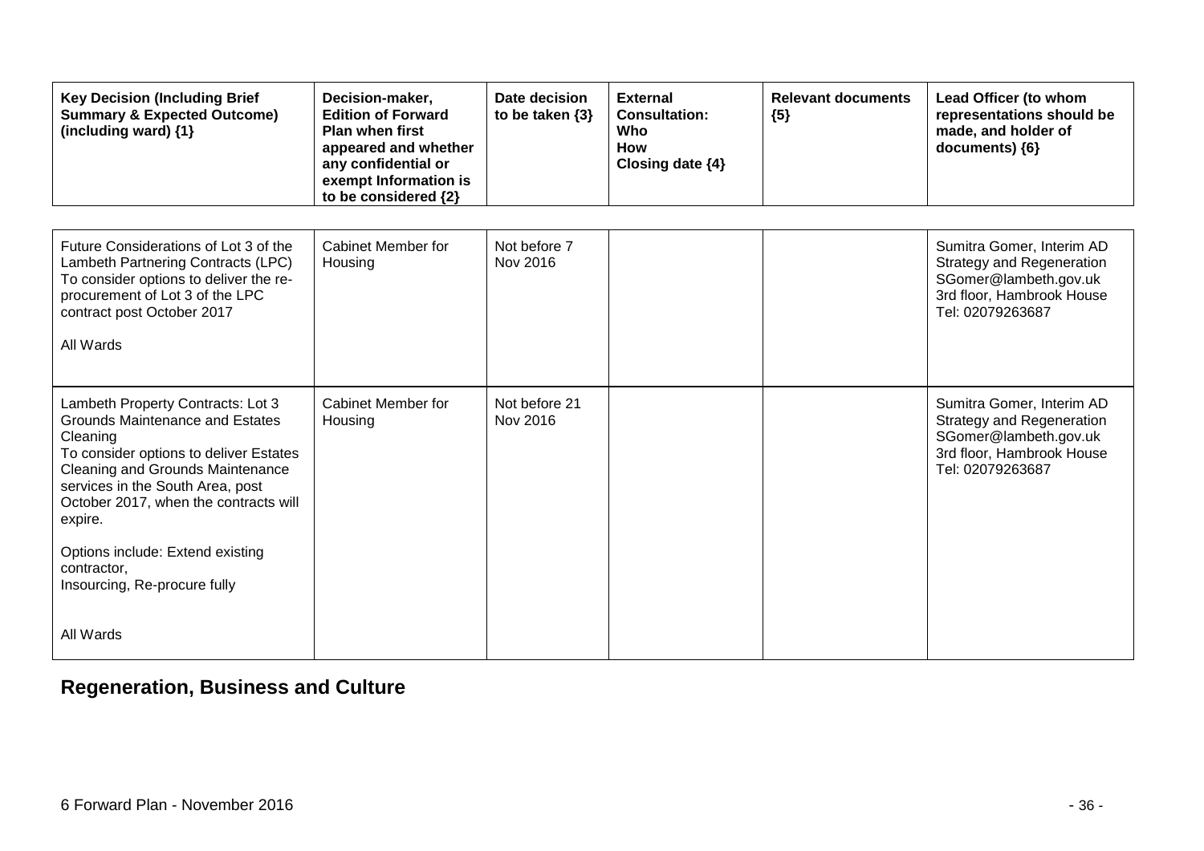| Key Decision (Including Brief Summary & Expected Outcome) (including ward) {1} | Decision-maker, Edition of Forward Plan when first appeared and whether any confidential or exempt Information is to be considered {2} | Date decision to be taken {3} | External Consultation: Who How Closing date {4} | Relevant documents {5} | Lead Officer (to whom representations should be made, and holder of documents) {6} |
|---|---|---|---|---|---|
| Future Considerations of Lot 3 of the Lambeth Partnering Contracts (LPC)<br>To consider options to deliver the re-procurement of Lot 3 of the LPC contract post October 2017<br><br>All Wards | Cabinet Member for Housing | Not before 7 Nov 2016 | | | Sumitra Gomer, Interim AD Strategy and Regeneration<br>SGomer@lambeth.gov.uk<br>3rd floor, Hambrook House<br>Tel: 02079263687 |
| Lambeth Property Contracts: Lot 3 Grounds Maintenance and Estates Cleaning<br>To consider options to deliver Estates Cleaning and Grounds Maintenance services in the South Area, post October 2017, when the contracts will expire.<br><br>Options include: Extend existing contractor,<br>Insourcing, Re-procure fully<br><br>All Wards | Cabinet Member for Housing | Not before 21 Nov 2016 | | | Sumitra Gomer, Interim AD Strategy and Regeneration<br>SGomer@lambeth.gov.uk<br>3rd floor, Hambrook House<br>Tel: 02079263687 |

## Regeneration, Business and Culture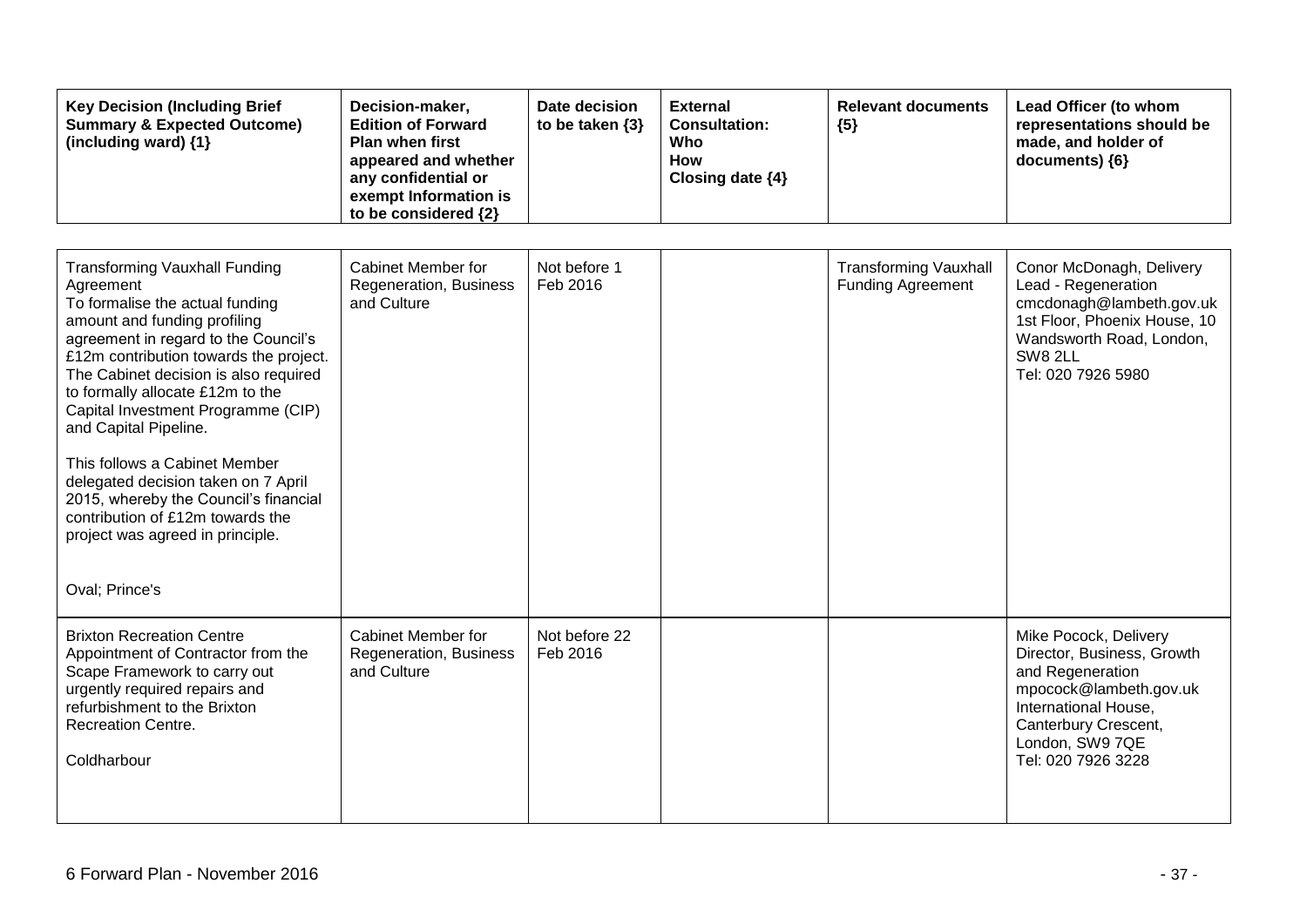| Key Decision (Including Brief Summary & Expected Outcome) (including ward) {1} | Decision-maker, Edition of Forward Plan when first appeared and whether any confidential or exempt Information is to be considered {2} | Date decision to be taken {3} | External Consultation: Who How Closing date {4} | Relevant documents {5} | Lead Officer (to whom representations should be made, and holder of documents) {6} |
|---|---|---|---|---|---|
| Transforming Vauxhall Funding Agreement<br>To formalise the actual funding amount and funding profiling agreement in regard to the Council's £12m contribution towards the project. The Cabinet decision is also required to formally allocate £12m to the Capital Investment Programme (CIP) and Capital Pipeline.<br><br>This follows a Cabinet Member delegated decision taken on 7 April 2015, whereby the Council's financial contribution of £12m towards the project was agreed in principle.<br><br>Oval; Prince's | Cabinet Member for Regeneration, Business and Culture | Not before 1 Feb 2016 | | Transforming Vauxhall Funding Agreement | Conor McDonagh, Delivery Lead - Regeneration<br>cmcdonagh@lambeth.gov.uk<br>1st Floor, Phoenix House, 10 Wandsworth Road, London, SW8 2LL<br>Tel: 020 7926 5980 |
| Brixton Recreation Centre<br>Appointment of Contractor from the Scape Framework to carry out urgently required repairs and refurbishment to the Brixton Recreation Centre.<br><br>Coldharbour | Cabinet Member for Regeneration, Business and Culture | Not before 22 Feb 2016 | | | Mike Pocock, Delivery Director, Business, Growth and Regeneration<br>mpocock@lambeth.gov.uk<br>International House, Canterbury Crescent, London, SW9 7QE<br>Tel: 020 7926 3228 |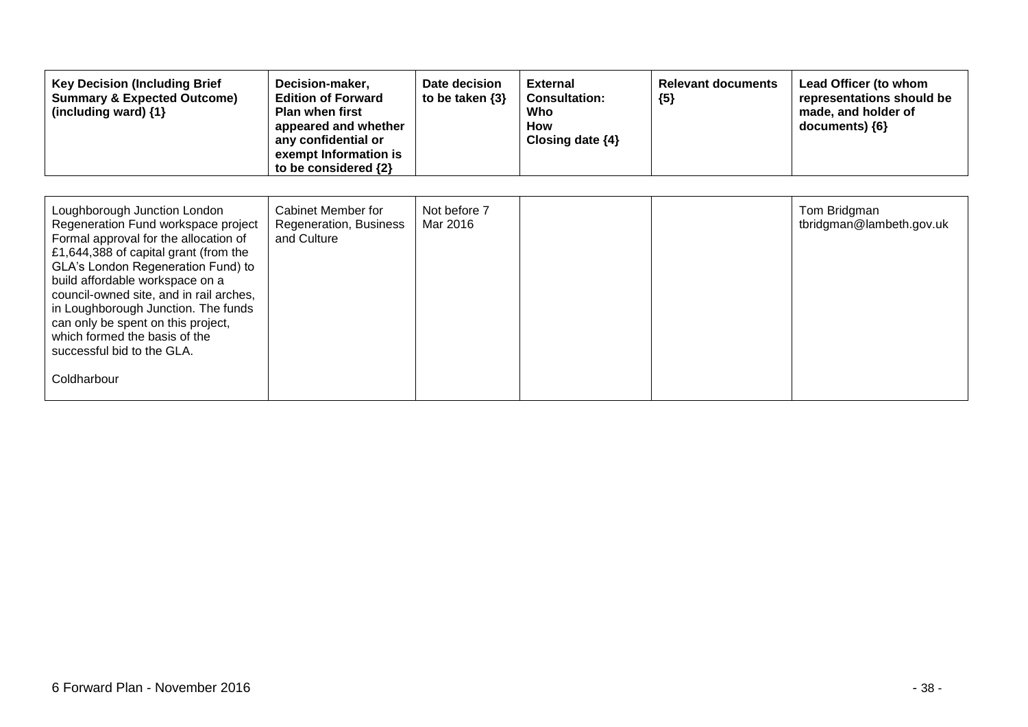| Key Decision (Including Brief Summary & Expected Outcome) (including ward) {1} | Decision-maker, Edition of Forward Plan when first appeared and whether any confidential or exempt Information is to be considered {2} | Date decision to be taken {3} | External Consultation: Who How Closing date {4} | Relevant documents {5} | Lead Officer (to whom representations should be made, and holder of documents) {6} |
|---|---|---|---|---|---|
| Loughborough Junction London Regeneration Fund workspace project Formal approval for the allocation of £1,644,388 of capital grant (from the GLA's London Regeneration Fund) to build affordable workspace on a council-owned site, and in rail arches, in Loughborough Junction. The funds can only be spent on this project, which formed the basis of the successful bid to the GLA.<br><br>Coldharbour | Cabinet Member for Regeneration, Business and Culture | Not before 7 Mar 2016 | | | Tom Bridgman tbridgman@lambeth.gov.uk |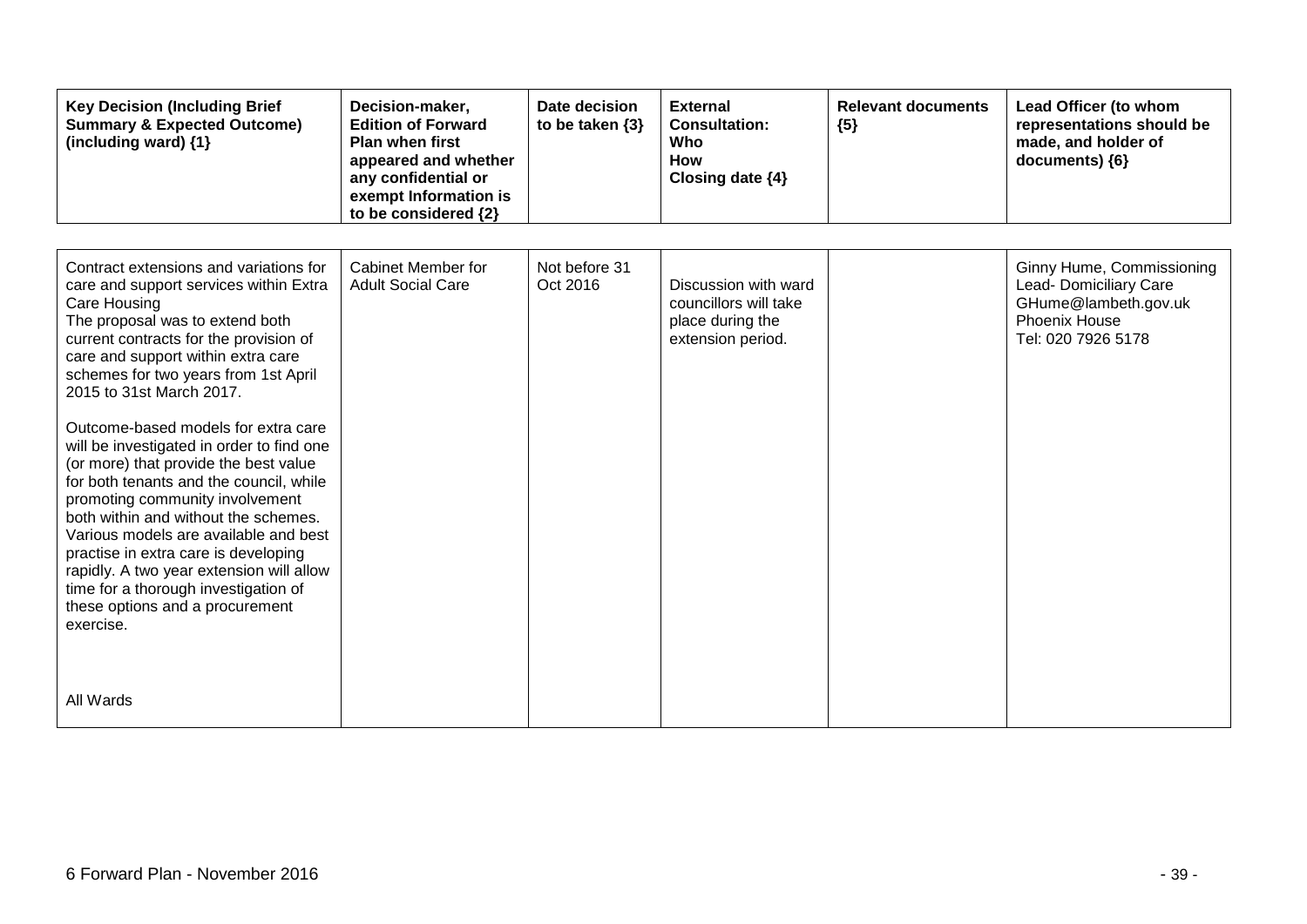| Key Decision (Including Brief Summary & Expected Outcome) (including ward) {1} | Decision-maker, Edition of Forward Plan when first appeared and whether any confidential or exempt Information is to be considered {2} | Date decision to be taken {3} | External Consultation: Who How Closing date {4} | Relevant documents {5} | Lead Officer (to whom representations should be made, and holder of documents) {6} |
|---|---|---|---|---|---|
| Contract extensions and variations for care and support services within Extra Care Housing<br>The proposal was to extend both current contracts for the provision of care and support within extra care schemes for two years from 1st April 2015 to 31st March 2017.<br><br>Outcome-based models for extra care will be investigated in order to find one (or more) that provide the best value for both tenants and the council, while promoting community involvement both within and without the schemes. Various models are available and best practise in extra care is developing rapidly. A two year extension will allow time for a thorough investigation of these options and a procurement exercise.<br><br>All Wards | Cabinet Member for Adult Social Care | Not before 31 Oct 2016 | Discussion with ward councillors will take place during the extension period. | | Ginny Hume, Commissioning Lead- Domiciliary Care<br>GHume@lambeth.gov.uk<br>Phoenix House<br>Tel: 020 7926 5178 |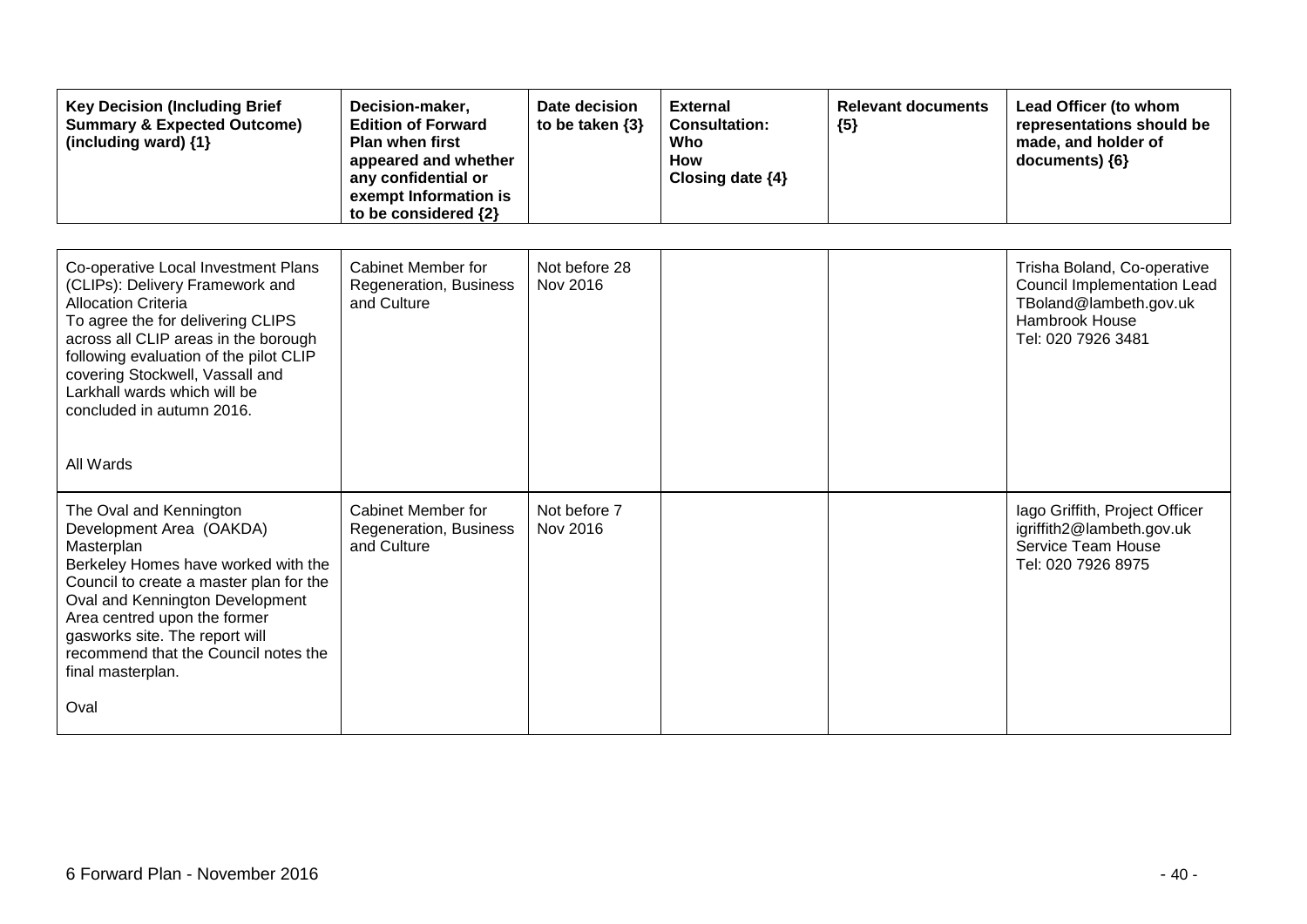| Key Decision (Including Brief Summary & Expected Outcome) (including ward) {1} | Decision-maker, Edition of Forward Plan when first appeared and whether any confidential or exempt Information is to be considered {2} | Date decision to be taken {3} | External Consultation: Who How Closing date {4} | Relevant documents {5} | Lead Officer (to whom representations should be made, and holder of documents) {6} |
|---|---|---|---|---|---|
| Co-operative Local Investment Plans (CLIPs): Delivery Framework and Allocation Criteria<br>To agree the for delivering CLIPS across all CLIP areas in the borough following evaluation of the pilot CLIP covering Stockwell, Vassall and Larkhall wards which will be concluded in autumn 2016.<br><br>All Wards | Cabinet Member for Regeneration, Business and Culture | Not before 28 Nov 2016 | | | Trisha Boland, Co-operative Council Implementation Lead<br>TBoland@lambeth.gov.uk<br>Hambrook House<br>Tel: 020 7926 3481 |
| The Oval and Kennington Development Area (OAKDA) Masterplan<br>Berkeley Homes have worked with the Council to create a master plan for the Oval and Kennington Development Area centred upon the former gasworks site. The report will recommend that the Council notes the final masterplan.<br><br>Oval | Cabinet Member for Regeneration, Business and Culture | Not before 7 Nov 2016 | | | Iago Griffith, Project Officer<br>igriffith2@lambeth.gov.uk<br>Service Team House<br>Tel: 020 7926 8975 |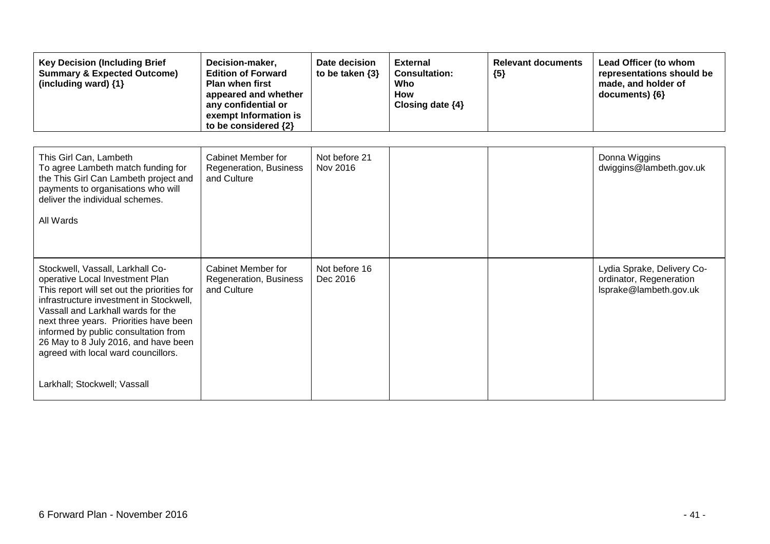| Key Decision (Including Brief Summary & Expected Outcome) (including ward) {1} | Decision-maker, Edition of Forward Plan when first appeared and whether any confidential or exempt Information is to be considered {2} | Date decision to be taken {3} | External Consultation: Who How Closing date {4} | Relevant documents {5} | Lead Officer (to whom representations should be made, and holder of documents) {6} |
|---|---|---|---|---|---|
| This Girl Can, Lambeth<br>To agree Lambeth match funding for the This Girl Can Lambeth project and payments to organisations who will deliver the individual schemes.<br><br>All Wards | Cabinet Member for Regeneration, Business and Culture | Not before 21 Nov 2016 | | | Donna Wiggins<br>dwiggins@lambeth.gov.uk |
| Stockwell, Vassall, Larkhall Co-operative Local Investment Plan<br>This report will set out the priorities for infrastructure investment in Stockwell, Vassall and Larkhall wards for the next three years. Priorities have been informed by public consultation from 26 May to 8 July 2016, and have been agreed with local ward councillors.<br><br>Larkhall; Stockwell; Vassall | Cabinet Member for Regeneration, Business and Culture | Not before 16 Dec 2016 | | | Lydia Sprake, Delivery Co-ordinator, Regeneration<br>lsprake@lambeth.gov.uk |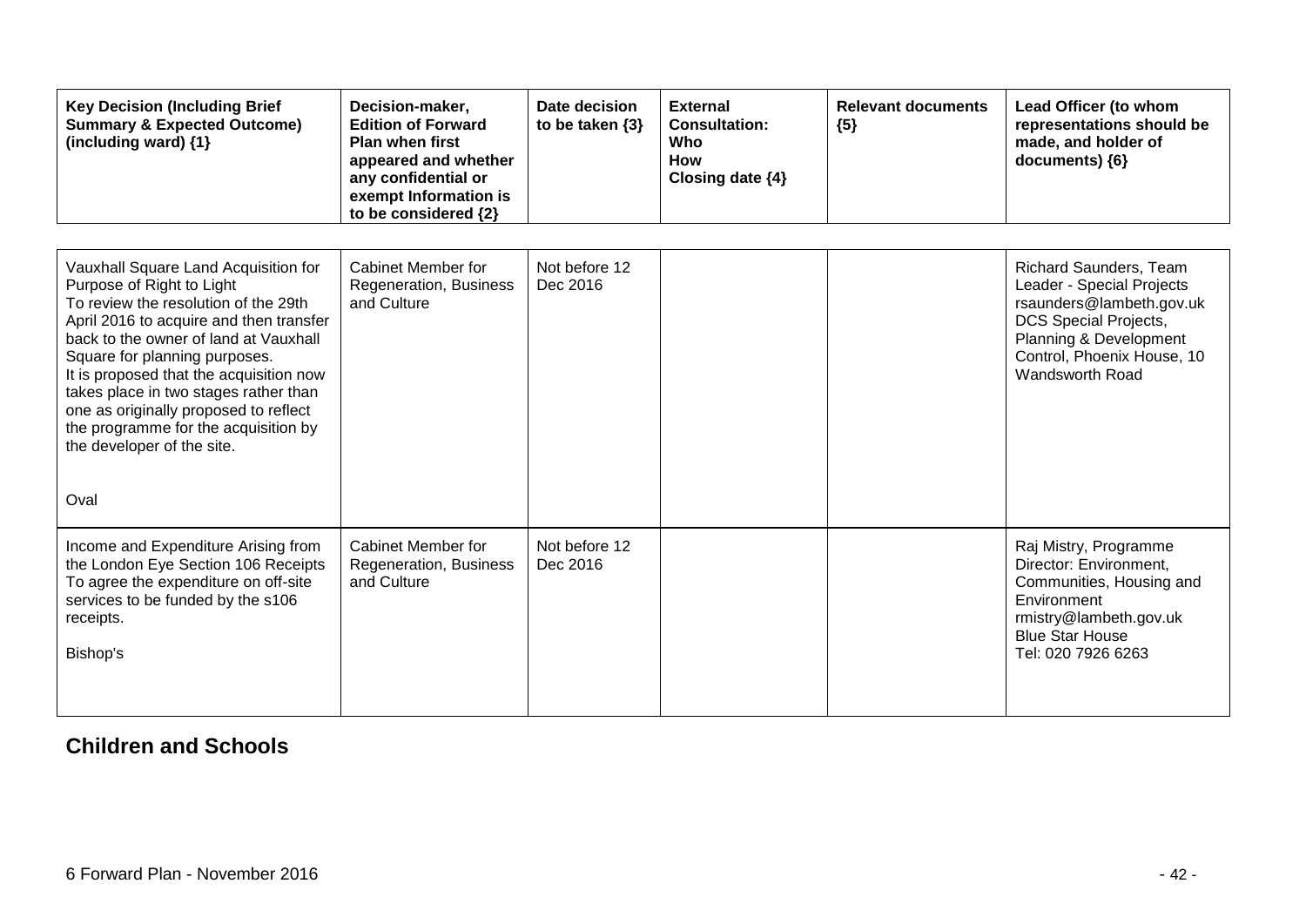| Key Decision (Including Brief Summary & Expected Outcome) (including ward) {1} | Decision-maker, Edition of Forward Plan when first appeared and whether any confidential or exempt Information is to be considered {2} | Date decision to be taken {3} | External Consultation: Who How Closing date {4} | Relevant documents {5} | Lead Officer (to whom representations should be made, and holder of documents) {6} |
|---|---|---|---|---|---|
| Vauxhall Square Land Acquisition for Purpose of Right to Light<br>To review the resolution of the 29th April 2016 to acquire and then transfer back to the owner of land at Vauxhall Square for planning purposes.<br>It is proposed that the acquisition now takes place in two stages rather than one as originally proposed to reflect the programme for the acquisition by the developer of the site.<br><br>Oval | Cabinet Member for Regeneration, Business and Culture | Not before 12 Dec 2016 | | | Richard Saunders, Team Leader - Special Projects<br>rsaunders@lambeth.gov.uk<br>DCS Special Projects, Planning & Development Control, Phoenix House, 10 Wandsworth Road |
| Income and Expenditure Arising from the London Eye Section 106 Receipts<br>To agree the expenditure on off-site services to be funded by the s106 receipts.<br><br>Bishop's | Cabinet Member for Regeneration, Business and Culture | Not before 12 Dec 2016 | | | Raj Mistry, Programme Director: Environment, Communities, Housing and Environment<br>rmistry@lambeth.gov.uk<br>Blue Star House<br>Tel: 020 7926 6263 |

## Children and Schools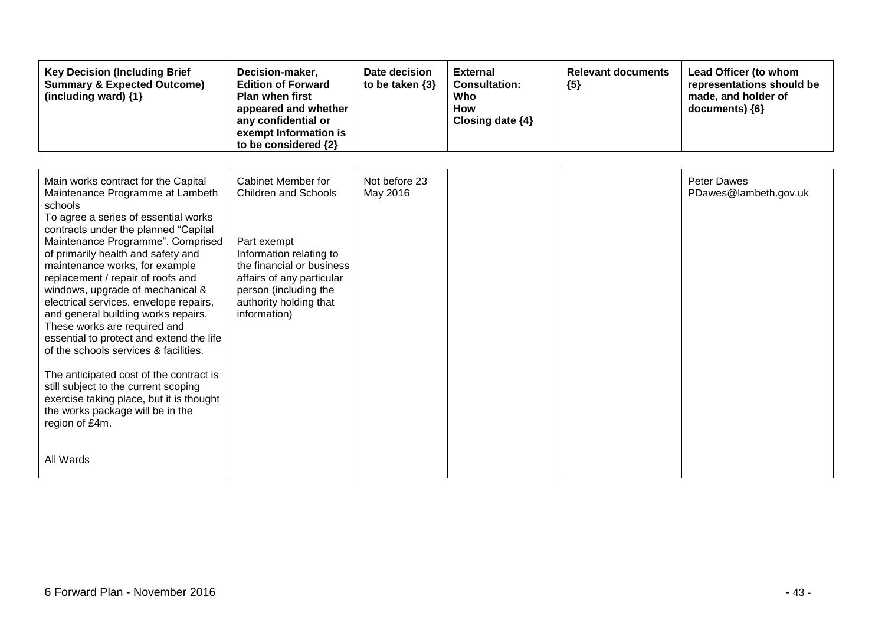| Key Decision (Including Brief Summary & Expected Outcome) (including ward) {1} | Decision-maker, Edition of Forward Plan when first appeared and whether any confidential or exempt Information is to be considered {2} | Date decision to be taken {3} | External Consultation: Who How Closing date {4} | Relevant documents {5} | Lead Officer (to whom representations should be made, and holder of documents) {6} |
|---|---|---|---|---|---|
| Main works contract for the Capital Maintenance Programme at Lambeth schools<br>To agree a series of essential works contracts under the planned "Capital Maintenance Programme". Comprised of primarily health and safety and maintenance works, for example replacement / repair of roofs and windows, upgrade of mechanical & electrical services, envelope repairs, and general building works repairs. These works are required and essential to protect and extend the life of the schools services & facilities.<br><br>The anticipated cost of the contract is still subject to the current scoping exercise taking place, but it is thought the works package will be in the region of £4m.<br><br>All Wards | Cabinet Member for Children and Schools<br><br>Part exempt<br>Information relating to the financial or business affairs of any particular person (including the authority holding that information) | Not before 23 May 2016 | | | Peter Dawes<br>PDawes@lambeth.gov.uk |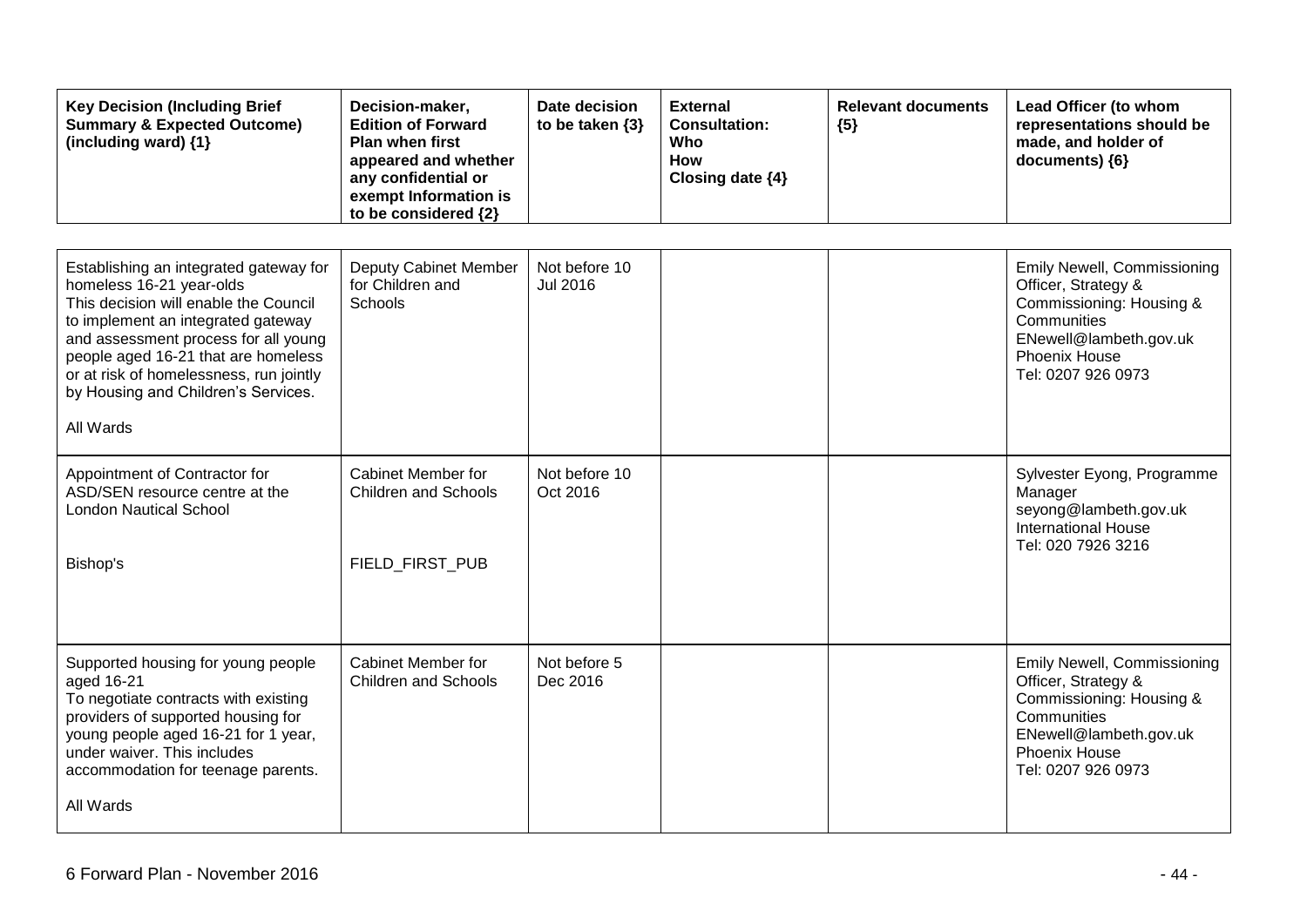| Key Decision (Including Brief Summary & Expected Outcome) (including ward) {1} | Decision-maker, Edition of Forward Plan when first appeared and whether any confidential or exempt Information is to be considered {2} | Date decision to be taken {3} | External Consultation: Who How Closing date {4} | Relevant documents {5} | Lead Officer (to whom representations should be made, and holder of documents) {6} |
|---|---|---|---|---|---|
| Establishing an integrated gateway for homeless 16-21 year-olds<br>This decision will enable the Council to implement an integrated gateway and assessment process for all young people aged 16-21 that are homeless or at risk of homelessness, run jointly by Housing and Children's Services.<br><br>All Wards | Deputy Cabinet Member for Children and Schools | Not before 10 Jul 2016 | | | Emily Newell, Commissioning Officer, Strategy & Commissioning: Housing & Communities<br>ENewell@lambeth.gov.uk<br>Phoenix House<br>Tel: 0207 926 0973 |
| Appointment of Contractor for ASD/SEN resource centre at the London Nautical School<br><br>Bishop's | Cabinet Member for Children and Schools<br><br>FIELD_FIRST_PUB | Not before 10 Oct 2016 | | | Sylvester Eyong, Programme Manager<br>seyong@lambeth.gov.uk<br>International House<br>Tel: 020 7926 3216 |
| Supported housing for young people aged 16-21<br>To negotiate contracts with existing providers of supported housing for young people aged 16-21 for 1 year, under waiver. This includes accommodation for teenage parents.<br><br>All Wards | Cabinet Member for Children and Schools | Not before 5 Dec 2016 | | | Emily Newell, Commissioning Officer, Strategy & Commissioning: Housing & Communities<br>ENewell@lambeth.gov.uk<br>Phoenix House<br>Tel: 0207 926 0973 |